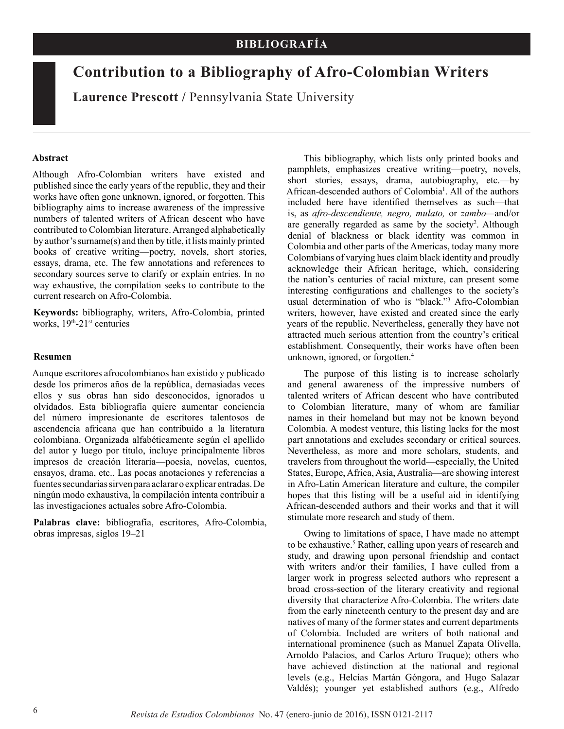BIBLIOGRAFÍA

# Contribution to a Bibliography of Afro-Colombian Writers

**Laurence Prescott** / Pennsylvania State University

### Abstract

Although Afro-Colombian writers have existed and published since the early years of the republic, they and their works have often gone unknown, ignored, or forgotten. This bibliography aims to increase awareness of the impressive numbers of talented writers of African descent who have contributed to Colombian literature. Arranged alphabetically by author's surname(s) and then by title, it lists mainly printed books of creative writing—poetry, novels, short stories, essays, drama, etc. The few annotations and references to secondary sources serve to clarify or explain entries. In no way exhaustive, the compilation seeks to contribute to the current research on Afro-Colombia.

**Keywords:** bibliography, writers, Afro-Colombia, printed works, 19th-21st centuries

### Resumen

Aunque escritores afrocolombianos han existido y publicado desde los primeros años de la república, demasiadas veces ellos y sus obras han sido desconocidos, ignorados u olvidados. Esta bibliografía quiere aumentar conciencia del número impresionante de escritores talentosos de ascendencia africana que han contribuido a la literatura colombiana. Organizada alfabéticamente según el apellido del autor y luego por título, incluye principalmente libros impresos de creación literaria—poesía, novelas, cuentos, ensayos, drama, etc.. Las pocas anotaciones y referencias a fuentes secundarias sirven para aclarar o explicar entradas. De ningún modo exhaustiva, la compilación intenta contribuir a las investigaciones actuales sobre Afro-Colombia.

**Palabras clave:** bibliografía, escritores, Afro-Colombia, obras impresas, siglos 19–21

This bibliography, which lists only printed books and pamphlets, emphasizes creative writing—poetry, novels, short stories, essays, drama, autobiography, etc.—by African-descended authors of Colombia[1]. All of the authors included here have identified themselves as such—that is, as *afro-descendiente, negro, mulato,* or *zambo*—and/or are generally regarded as same by the society[2]. Although denial of blackness or black identity was common in Colombia and other parts of the Americas, today many more Colombians of varying hues claim black identity and proudly acknowledge their African heritage, which, considering the nation's centuries of racial mixture, can present some interesting configurations and challenges to the society's usual determination of who is "black."[3] Afro-Colombian writers, however, have existed and created since the early years of the republic. Nevertheless, generally they have not attracted much serious attention from the country's critical establishment. Consequently, their works have often been unknown, ignored, or forgotten.[4]

The purpose of this listing is to increase scholarly and general awareness of the impressive numbers of talented writers of African descent who have contributed to Colombian literature, many of whom are familiar names in their homeland but may not be known beyond Colombia. A modest venture, this listing lacks for the most part annotations and excludes secondary or critical sources. Nevertheless, as more and more scholars, students, and travelers from throughout the world—especially, the United States, Europe, Africa, Asia, Australia—are showing interest in Afro-Latin American literature and culture, the compiler hopes that this listing will be a useful aid in identifying African-descended authors and their works and that it will stimulate more research and study of them.

Owing to limitations of space, I have made no attempt to be exhaustive.[5] Rather, calling upon years of research and study, and drawing upon personal friendship and contact with writers and/or their families, I have culled from a larger work in progress selected authors who represent a broad cross-section of the literary creativity and regional diversity that characterize Afro-Colombia. The writers date from the early nineteenth century to the present day and are natives of many of the former states and current departments of Colombia. Included are writers of both national and international prominence (such as Manuel Zapata Olivella, Arnoldo Palacios, and Carlos Arturo Truque); others who have achieved distinction at the national and regional levels (e.g., Helcías Martán Góngora, and Hugo Salazar Valdés); younger yet established authors (e.g., Alfredo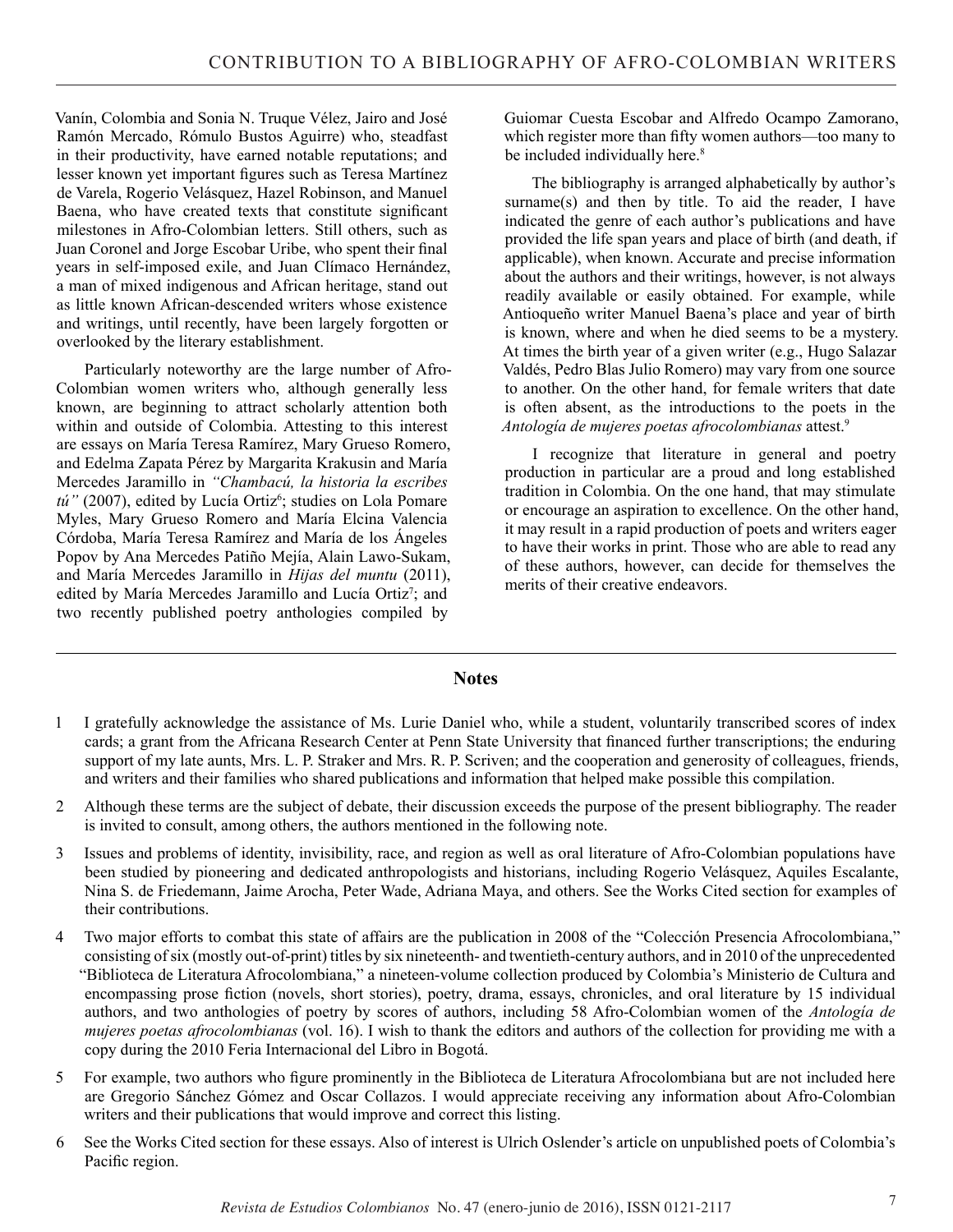Vanín, Colombia and Sonia N. Truque Vélez, Jairo and José Ramón Mercado, Rómulo Bustos Aguirre) who, steadfast in their productivity, have earned notable reputations; and lesser known yet important figures such as Teresa Martínez de Varela, Rogerio Velásquez, Hazel Robinson, and Manuel Baena, who have created texts that constitute significant milestones in Afro-Colombian letters. Still others, such as Juan Coronel and Jorge Escobar Uribe, who spent their final years in self-imposed exile, and Juan Clímaco Hernández, a man of mixed indigenous and African heritage, stand out as little known African-descended writers whose existence and writings, until recently, have been largely forgotten or overlooked by the literary establishment.

Particularly noteworthy are the large number of Afro-Colombian women writers who, although generally less known, are beginning to attract scholarly attention both within and outside of Colombia. Attesting to this interest are essays on María Teresa Ramírez, Mary Grueso Romero, and Edelma Zapata Pérez by Margarita Krakusin and María Mercedes Jaramillo in *"Chambacú, la historia la escribes tú"* (2007), edited by Lucía Ortiz[6]; studies on Lola Pomare Myles, Mary Grueso Romero and María Elcina Valencia Córdoba, María Teresa Ramírez and María de los Ángeles Popov by Ana Mercedes Patiño Mejía, Alain Lawo-Sukam, and María Mercedes Jaramillo in *Hijas del muntu* (2011), edited by María Mercedes Jaramillo and Lucía Ortiz[7]; and two recently published poetry anthologies compiled by Guiomar Cuesta Escobar and Alfredo Ocampo Zamorano, which register more than fifty women authors—too many to be included individually here.[8]

The bibliography is arranged alphabetically by author's surname(s) and then by title. To aid the reader, I have indicated the genre of each author's publications and have provided the life span years and place of birth (and death, if applicable), when known. Accurate and precise information about the authors and their writings, however, is not always readily available or easily obtained. For example, while Antioqueño writer Manuel Baena's place and year of birth is known, where and when he died seems to be a mystery. At times the birth year of a given writer (e.g., Hugo Salazar Valdés, Pedro Blas Julio Romero) may vary from one source to another. On the other hand, for female writers that date is often absent, as the introductions to the poets in the *Antología de mujeres poetas afrocolombianas* attest.[9]

I recognize that literature in general and poetry production in particular are a proud and long established tradition in Colombia. On the one hand, that may stimulate or encourage an aspiration to excellence. On the other hand, it may result in a rapid production of poets and writers eager to have their works in print. Those who are able to read any of these authors, however, can decide for themselves the merits of their creative endeavors.

## Notes

1 I gratefully acknowledge the assistance of Ms. Lurie Daniel who, while a student, voluntarily transcribed scores of index cards; a grant from the Africana Research Center at Penn State University that financed further transcriptions; the enduring support of my late aunts, Mrs. L. P. Straker and Mrs. R. P. Scriven; and the cooperation and generosity of colleagues, friends, and writers and their families who shared publications and information that helped make possible this compilation.

2 Although these terms are the subject of debate, their discussion exceeds the purpose of the present bibliography. The reader is invited to consult, among others, the authors mentioned in the following note.

3 Issues and problems of identity, invisibility, race, and region as well as oral literature of Afro-Colombian populations have been studied by pioneering and dedicated anthropologists and historians, including Rogerio Velásquez, Aquiles Escalante, Nina S. de Friedemann, Jaime Arocha, Peter Wade, Adriana Maya, and others. See the Works Cited section for examples of their contributions.

4 Two major efforts to combat this state of affairs are the publication in 2008 of the "Colección Presencia Afrocolombiana," consisting of six (mostly out-of-print) titles by six nineteenth- and twentieth-century authors, and in 2010 of the unprecedented "Biblioteca de Literatura Afrocolombiana," a nineteen-volume collection produced by Colombia's Ministerio de Cultura and encompassing prose fiction (novels, short stories), poetry, drama, essays, chronicles, and oral literature by 15 individual authors, and two anthologies of poetry by scores of authors, including 58 Afro-Colombian women of the *Antología de mujeres poetas afrocolombianas* (vol. 16). I wish to thank the editors and authors of the collection for providing me with a copy during the 2010 Feria Internacional del Libro in Bogotá.

5 For example, two authors who figure prominently in the Biblioteca de Literatura Afrocolombiana but are not included here are Gregorio Sánchez Gómez and Oscar Collazos. I would appreciate receiving any information about Afro-Colombian writers and their publications that would improve and correct this listing.

6 See the Works Cited section for these essays. Also of interest is Ulrich Oslender's article on unpublished poets of Colombia's Pacific region.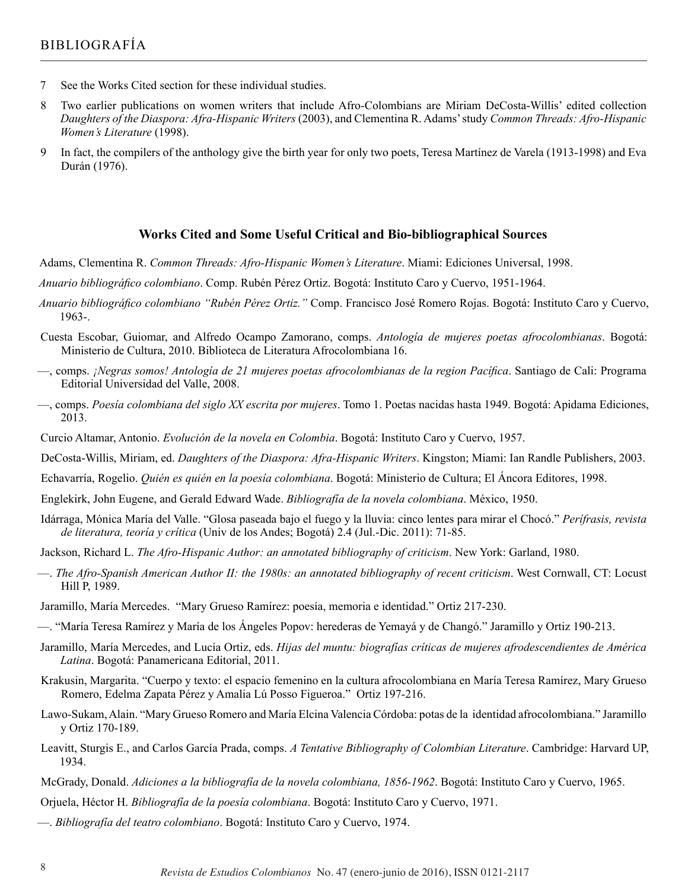7 See the Works Cited section for these individual studies.

8 Two earlier publications on women writers that include Afro-Colombians are Miriam DeCosta-Willis' edited collection *Daughters of the Diaspora: Afra-Hispanic Writers* (2003), and Clementina R. Adams' study *Common Threads: Afro-Hispanic Women's Literature* (1998).

9 In fact, the compilers of the anthology give the birth year for only two poets, Teresa Martínez de Varela (1913-1998) and Eva Durán (1976).

## Works Cited and Some Useful Critical and Bio-bibliographical Sources

Adams, Clementina R. *Common Threads: Afro-Hispanic Women's Literature*. Miami: Ediciones Universal, 1998.

*Anuario bibliográfico colombiano*. Comp. Rubén Pérez Ortiz. Bogotá: Instituto Caro y Cuervo, 1951-1964.

*Anuario bibliográfico colombiano "Rubén Pérez Ortiz."* Comp. Francisco José Romero Rojas. Bogotá: Instituto Caro y Cuervo, 1963-.

Cuesta Escobar, Guiomar, and Alfredo Ocampo Zamorano, comps. *Antología de mujeres poetas afrocolombianas*. Bogotá: Ministerio de Cultura, 2010. Biblioteca de Literatura Afrocolombiana 16.

—, comps. *¡Negras somos! Antología de 21 mujeres poetas afrocolombianas de la region Pacífica*. Santiago de Cali: Programa Editorial Universidad del Valle, 2008.

—, comps. *Poesía colombiana del siglo XX escrita por mujeres*. Tomo 1. Poetas nacidas hasta 1949. Bogotá: Apidama Ediciones, 2013.

Curcio Altamar, Antonio. *Evolución de la novela en Colombia*. Bogotá: Instituto Caro y Cuervo, 1957.

DeCosta-Willis, Miriam, ed. *Daughters of the Diaspora: Afra-Hispanic Writers*. Kingston; Miami: Ian Randle Publishers, 2003.

Echavarría, Rogelio. *Quién es quién en la poesía colombiana*. Bogotá: Ministerio de Cultura; El Áncora Editores, 1998.

Englekirk, John Eugene, and Gerald Edward Wade. *Bibliografía de la novela colombiana*. México, 1950.

Idárraga, Mónica María del Valle. "Glosa paseada bajo el fuego y la lluvia: cinco lentes para mirar el Chocó." *Perífrasis, revista de literatura, teoría y crítica* (Univ de los Andes; Bogotá) 2.4 (Jul.-Dic. 2011): 71-85.

Jackson, Richard L. *The Afro-Hispanic Author: an annotated bibliography of criticism*. New York: Garland, 1980.

—. *The Afro-Spanish American Author II: the 1980s: an annotated bibliography of recent criticism*. West Cornwall, CT: Locust Hill P, 1989.

Jaramillo, María Mercedes. "Mary Grueso Ramírez: poesía, memoria e identidad." Ortiz 217-230.

—. "María Teresa Ramírez y María de los Ángeles Popov: herederas de Yemayá y de Changó." Jaramillo y Ortiz 190-213.

Jaramillo, María Mercedes, and Lucía Ortiz, eds. *Hijas del muntu: biografías críticas de mujeres afrodescendientes de América Latina*. Bogotá: Panamericana Editorial, 2011.

Krakusin, Margarita. "Cuerpo y texto: el espacio femenino en la cultura afrocolombiana en María Teresa Ramírez, Mary Grueso Romero, Edelma Zapata Pérez y Amalia Lú Posso Figueroa." Ortiz 197-216.

Lawo-Sukam, Alain. "Mary Grueso Romero and María Elcina Valencia Córdoba: potas de la identidad afrocolombiana." Jaramillo y Ortiz 170-189.

Leavitt, Sturgis E., and Carlos García Prada, comps. *A Tentative Bibliography of Colombian Literature*. Cambridge: Harvard UP, 1934.

McGrady, Donald. *Adiciones a la bibliografía de la novela colombiana, 1856-1962*. Bogotá: Instituto Caro y Cuervo, 1965.

Orjuela, Héctor H. *Bibliografía de la poesía colombiana*. Bogotá: Instituto Caro y Cuervo, 1971.

—. *Bibliografía del teatro colombiano*. Bogotá: Instituto Caro y Cuervo, 1974.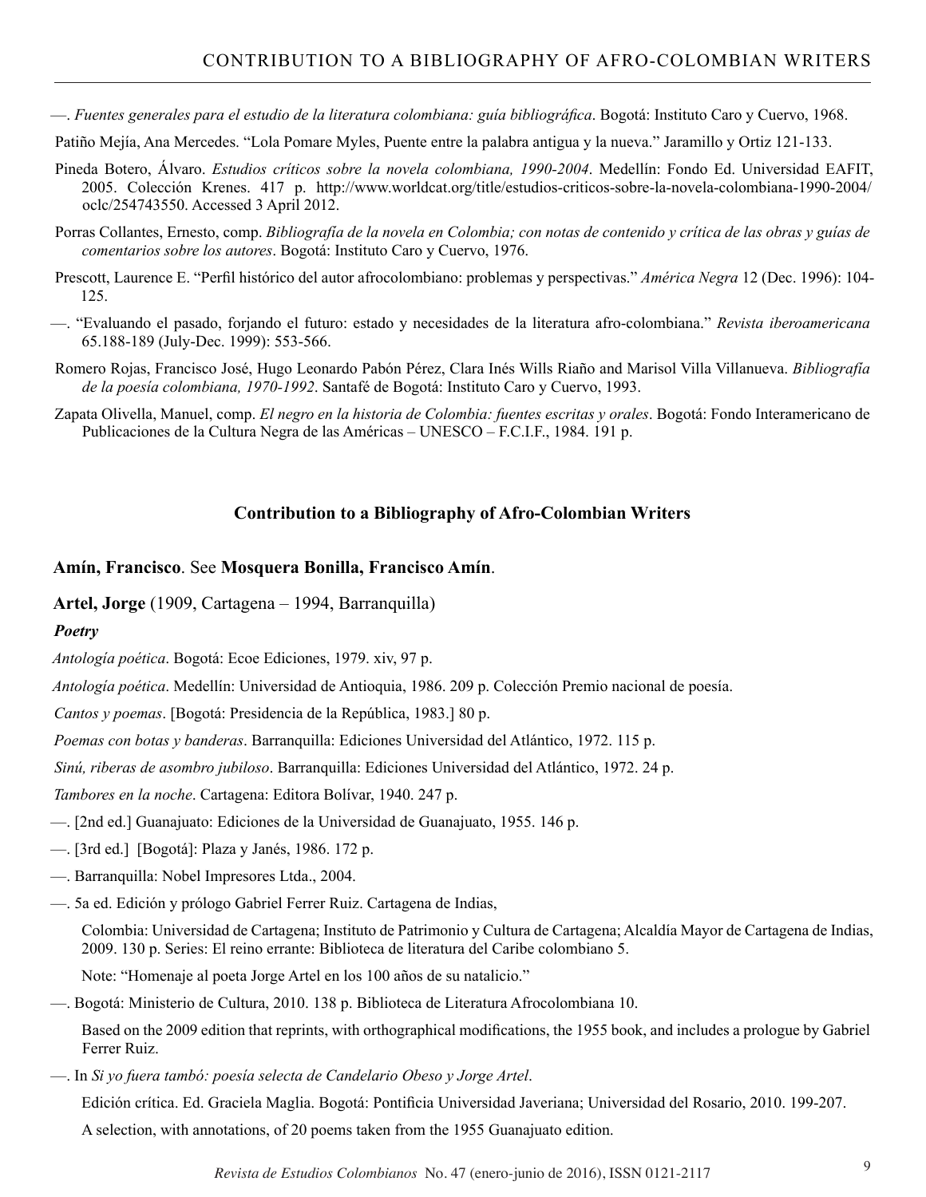—. *Fuentes generales para el estudio de la literatura colombiana: guía bibliográfica*. Bogotá: Instituto Caro y Cuervo, 1968.

Patiño Mejía, Ana Mercedes. "Lola Pomare Myles, Puente entre la palabra antigua y la nueva." Jaramillo y Ortiz 121-133.

Pineda Botero, Álvaro. *Estudios críticos sobre la novela colombiana, 1990-2004*. Medellín: Fondo Ed. Universidad EAFIT, 2005. Colección Krenes. 417 p. http://www.worldcat.org/title/estudios-criticos-sobre-la-novela-colombiana-1990-2004/oclc/254743550. Accessed 3 April 2012.

Porras Collantes, Ernesto, comp. *Bibliografía de la novela en Colombia; con notas de contenido y crítica de las obras y guías de comentarios sobre los autores*. Bogotá: Instituto Caro y Cuervo, 1976.

Prescott, Laurence E. "Perfil histórico del autor afrocolombiano: problemas y perspectivas." *América Negra* 12 (Dec. 1996): 104-125.

—. "Evaluando el pasado, forjando el futuro: estado y necesidades de la literatura afro-colombiana." *Revista iberoamericana* 65.188-189 (July-Dec. 1999): 553-566.

Romero Rojas, Francisco José, Hugo Leonardo Pabón Pérez, Clara Inés Wills Riaño and Marisol Villa Villanueva. *Bibliografía de la poesía colombiana, 1970-1992*. Santafé de Bogotá: Instituto Caro y Cuervo, 1993.

Zapata Olivella, Manuel, comp. *El negro en la historia de Colombia: fuentes escritas y orales*. Bogotá: Fondo Interamericano de Publicaciones de la Cultura Negra de las Américas – UNESCO – F.C.I.F., 1984. 191 p.

## Contribution to a Bibliography of Afro-Colombian Writers

**Amín, Francisco**. See **Mosquera Bonilla, Francisco Amín**.

**Artel, Jorge** (1909, Cartagena – 1994, Barranquilla)

***Poetry***

*Antología poética*. Bogotá: Ecoe Ediciones, 1979. xiv, 97 p.

*Antología poética*. Medellín: Universidad de Antioquia, 1986. 209 p. Colección Premio nacional de poesía.

*Cantos y poemas*. [Bogotá: Presidencia de la República, 1983.] 80 p.

*Poemas con botas y banderas*. Barranquilla: Ediciones Universidad del Atlántico, 1972. 115 p.

*Sinú, riberas de asombro jubiloso*. Barranquilla: Ediciones Universidad del Atlántico, 1972. 24 p.

*Tambores en la noche*. Cartagena: Editora Bolívar, 1940. 247 p.

—. [2nd ed.] Guanajuato: Ediciones de la Universidad de Guanajuato, 1955. 146 p.

—. [3rd ed.] [Bogotá]: Plaza y Janés, 1986. 172 p.

—. Barranquilla: Nobel Impresores Ltda., 2004.

—. 5a ed. Edición y prólogo Gabriel Ferrer Ruiz. Cartagena de Indias,

Colombia: Universidad de Cartagena; Instituto de Patrimonio y Cultura de Cartagena; Alcaldía Mayor de Cartagena de Indias, 2009. 130 p. Series: El reino errante: Biblioteca de literatura del Caribe colombiano 5.

Note: "Homenaje al poeta Jorge Artel en los 100 años de su natalicio."

—. Bogotá: Ministerio de Cultura, 2010. 138 p. Biblioteca de Literatura Afrocolombiana 10.

Based on the 2009 edition that reprints, with orthographical modifications, the 1955 book, and includes a prologue by Gabriel Ferrer Ruiz.

—. In *Si yo fuera tambó: poesía selecta de Candelario Obeso y Jorge Artel*.

Edición crítica. Ed. Graciela Maglia. Bogotá: Pontificia Universidad Javeriana; Universidad del Rosario, 2010. 199-207.

A selection, with annotations, of 20 poems taken from the 1955 Guanajuato edition.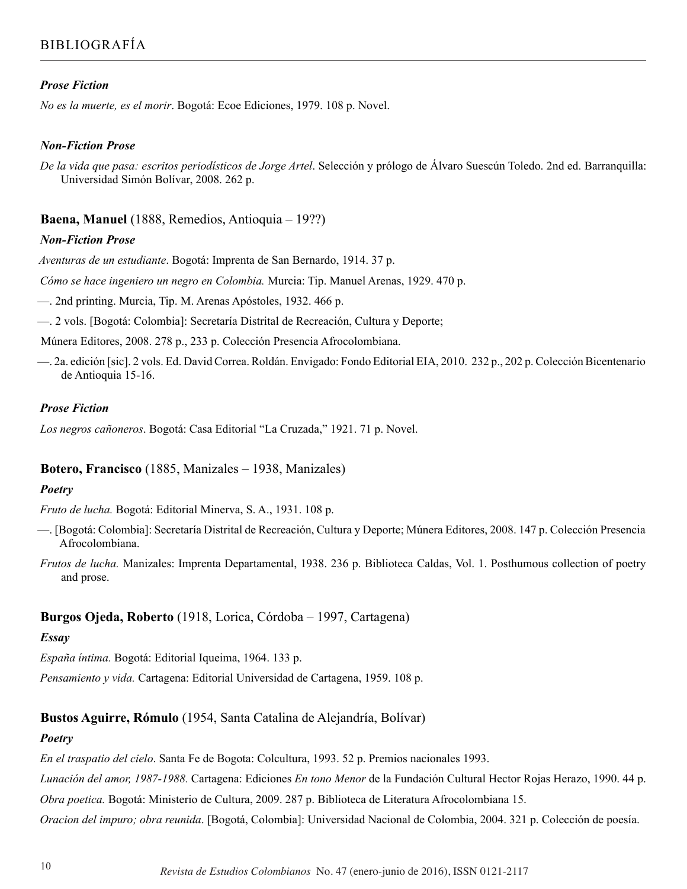#### *Prose Fiction*

*No es la muerte, es el morir*. Bogotá: Ecoe Ediciones, 1979. 108 p. Novel.

#### *Non-Fiction Prose*

*De la vida que pasa: escritos periodísticos de Jorge Artel*. Selección y prólogo de Álvaro Suescún Toledo. 2nd ed. Barranquilla: Universidad Simón Bolívar, 2008. 262 p.

### **Baena, Manuel** (1888, Remedios, Antioquia – 19??)

#### *Non-Fiction Prose*

*Aventuras de un estudiante*. Bogotá: Imprenta de San Bernardo, 1914. 37 p.

*Cómo se hace ingeniero un negro en Colombia.* Murcia: Tip. Manuel Arenas, 1929. 470 p.

—. 2nd printing. Murcia, Tip. M. Arenas Apóstoles, 1932. 466 p.

—. 2 vols. [Bogotá: Colombia]: Secretaría Distrital de Recreación, Cultura y Deporte;

Múnera Editores, 2008. 278 p., 233 p. Colección Presencia Afrocolombiana.

—. 2a. edición [sic]. 2 vols. Ed. David Correa. Roldán. Envigado: Fondo Editorial EIA, 2010. 232 p., 202 p. Colección Bicentenario de Antioquia 15-16.

#### *Prose Fiction*

*Los negros cañoneros*. Bogotá: Casa Editorial "La Cruzada," 1921. 71 p. Novel.

### **Botero, Francisco** (1885, Manizales – 1938, Manizales)

#### *Poetry*

*Fruto de lucha.* Bogotá: Editorial Minerva, S. A., 1931. 108 p.

—. [Bogotá: Colombia]: Secretaría Distrital de Recreación, Cultura y Deporte; Múnera Editores, 2008. 147 p. Colección Presencia Afrocolombiana.

*Frutos de lucha.* Manizales: Imprenta Departamental, 1938. 236 p. Biblioteca Caldas, Vol. 1. Posthumous collection of poetry and prose.

### **Burgos Ojeda, Roberto** (1918, Lorica, Córdoba – 1997, Cartagena)

#### *Essay*

*España íntima.* Bogotá: Editorial Iqueima, 1964. 133 p.

*Pensamiento y vida.* Cartagena: Editorial Universidad de Cartagena, 1959. 108 p.

### **Bustos Aguirre, Rómulo** (1954, Santa Catalina de Alejandría, Bolívar)

#### *Poetry*

*En el traspatio del cielo*. Santa Fe de Bogotá: Colcultura, 1993. 52 p. Premios nacionales 1993.

*Lunación del amor, 1987-1988.* Cartagena: Ediciones *En tono Menor* de la Fundación Cultural Hector Rojas Herazo, 1990. 44 p.

*Obra poetica.* Bogotá: Ministerio de Cultura, 2009. 287 p. Biblioteca de Literatura Afrocolombiana 15.

*Oracion del impuro; obra reunida*. [Bogotá, Colombia]: Universidad Nacional de Colombia, 2004. 321 p. Colección de poesía.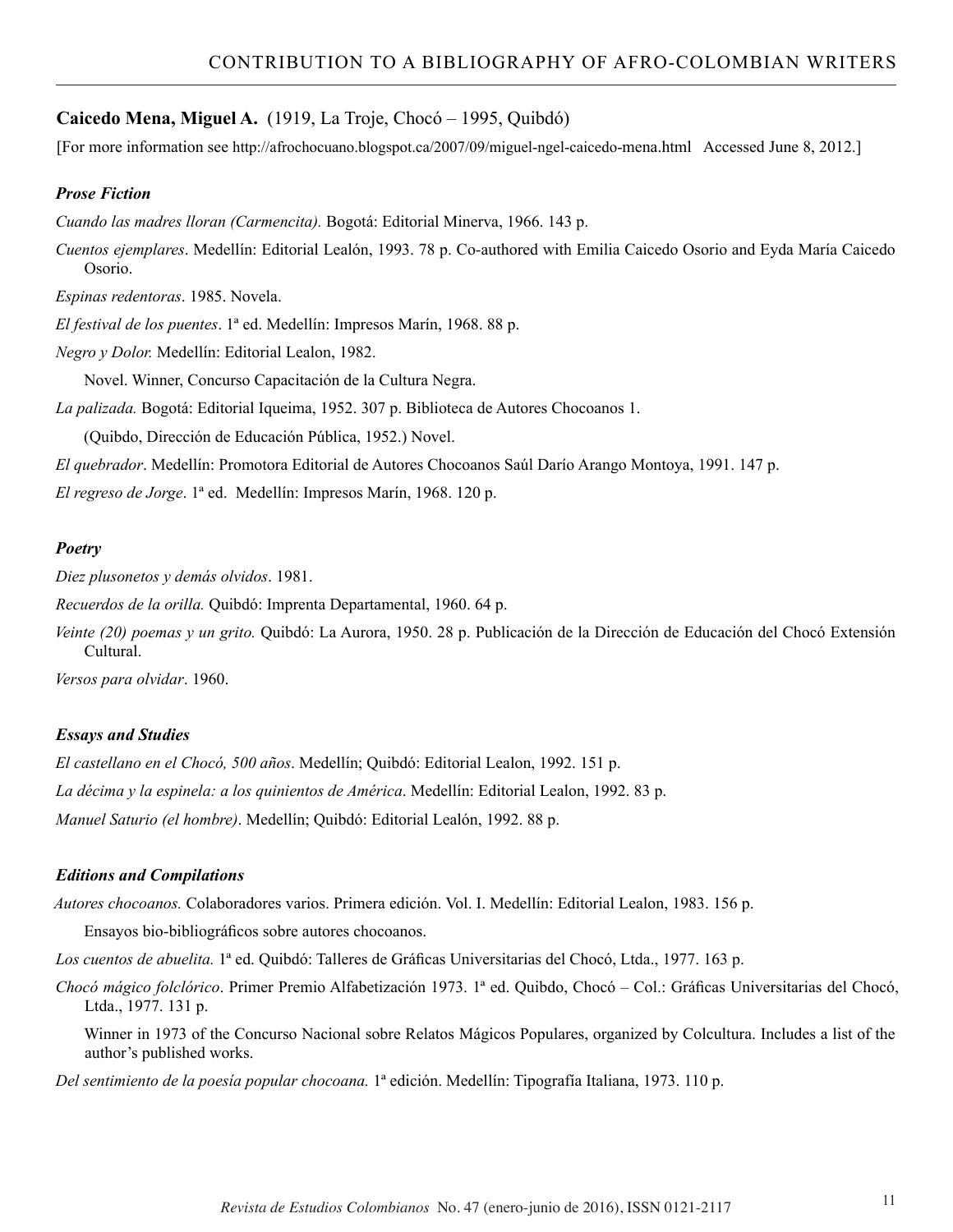**Caicedo Mena, Miguel A.** (1919, La Troje, Chocó – 1995, Quibdó)

[For more information see http://afrochocuano.blogspot.ca/2007/09/miguel-ngel-caicedo-mena.html Accessed June 8, 2012.]

### *Prose Fiction*

*Cuando las madres lloran (Carmencita).* Bogotá: Editorial Minerva, 1966. 143 p.

*Cuentos ejemplares*. Medellín: Editorial Lealón, 1993. 78 p. Co-authored with Emilia Caicedo Osorio and Eyda María Caicedo Osorio.

*Espinas redentoras*. 1985. Novela.

*El festival de los puentes*. 1ª ed. Medellín: Impresos Marín, 1968. 88 p.

*Negro y Dolor.* Medellín: Editorial Lealon, 1982.

Novel. Winner, Concurso Capacitación de la Cultura Negra.

*La palizada.* Bogotá: Editorial Iqueima, 1952. 307 p. Biblioteca de Autores Chocoanos 1.

(Quibdo, Dirección de Educación Pública, 1952.) Novel.

*El quebrador*. Medellín: Promotora Editorial de Autores Chocoanos Saúl Darío Arango Montoya, 1991. 147 p.

*El regreso de Jorge*. 1ª ed. Medellín: Impresos Marín, 1968. 120 p.

### *Poetry*

*Diez plusonetos y demás olvidos*. 1981.

*Recuerdos de la orilla.* Quibdó: Imprenta Departamental, 1960. 64 p.

*Veinte (20) poemas y un grito.* Quibdó: La Aurora, 1950. 28 p. Publicación de la Dirección de Educación del Chocó Extensión Cultural.

*Versos para olvidar*. 1960.

### *Essays and Studies*

*El castellano en el Chocó, 500 años*. Medellín; Quibdó: Editorial Lealon, 1992. 151 p.

*La décima y la espinela: a los quinientos de América*. Medellín: Editorial Lealon, 1992. 83 p.

*Manuel Saturio (el hombre)*. Medellín; Quibdó: Editorial Lealón, 1992. 88 p.

### *Editions and Compilations*

*Autores chocoanos.* Colaboradores varios. Primera edición. Vol. I. Medellín: Editorial Lealon, 1983. 156 p.

Ensayos bio-bibliográficos sobre autores chocoanos.

*Los cuentos de abuelita.* 1ª ed. Quibdó: Talleres de Gráficas Universitarias del Chocó, Ltda., 1977. 163 p.

*Chocó mágico folclórico*. Primer Premio Alfabetización 1973. 1ª ed. Quibdo, Chocó – Col.: Gráficas Universitarias del Chocó, Ltda., 1977. 131 p.

Winner in 1973 of the Concurso Nacional sobre Relatos Mágicos Populares, organized by Colcultura. Includes a list of the author's published works.

*Del sentimiento de la poesía popular chocoana.* 1ª edición. Medellín: Tipografía Italiana, 1973. 110 p.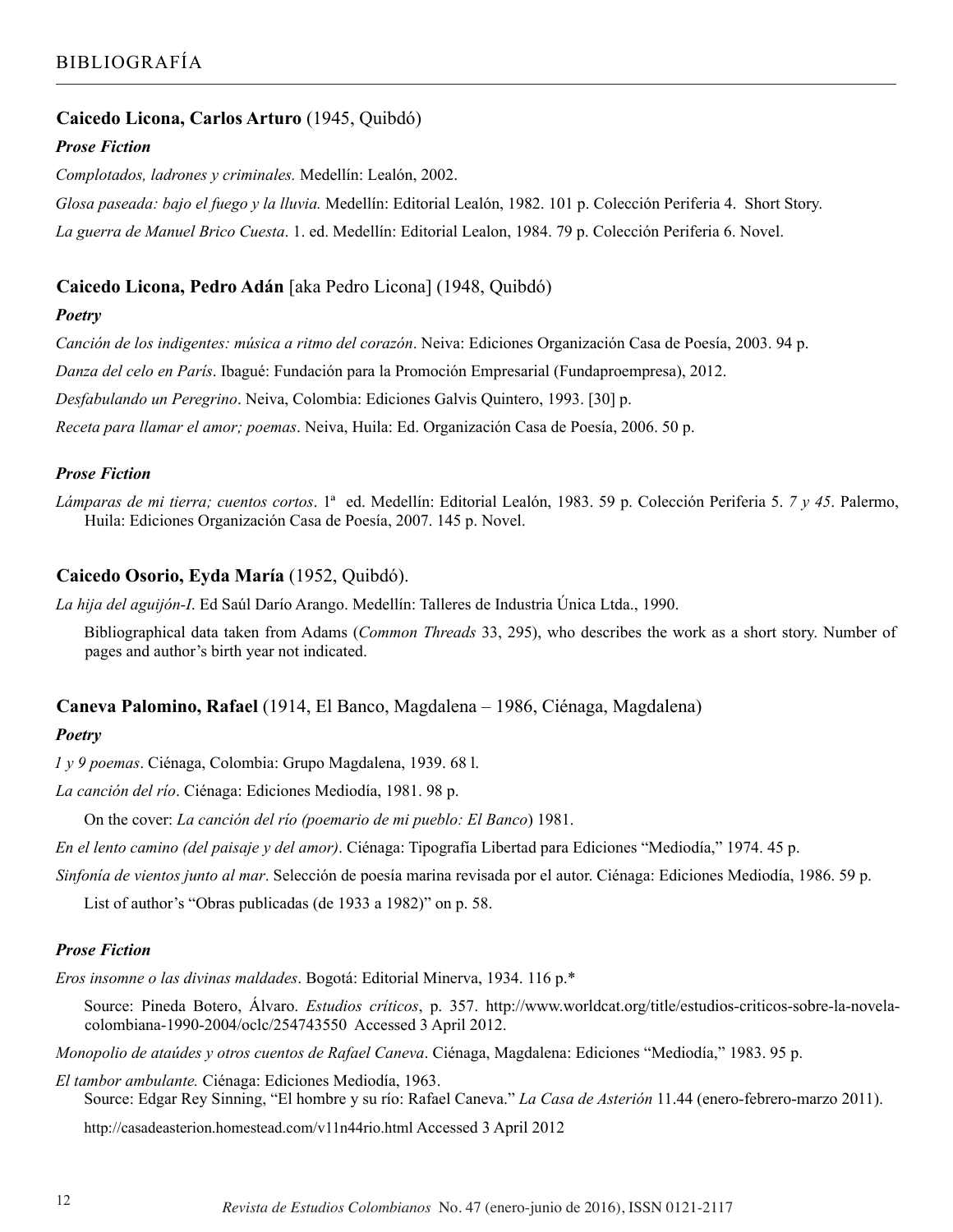**Caicedo Licona, Carlos Arturo** (1945, Quibdó)

***Prose Fiction***

*Complotados, ladrones y criminales.* Medellín: Lealón, 2002.

*Glosa paseada: bajo el fuego y la lluvia.* Medellín: Editorial Lealón, 1982. 101 p. Colección Periferia 4. Short Story.

*La guerra de Manuel Brico Cuesta*. 1. ed. Medellín: Editorial Lealon, 1984. 79 p. Colección Periferia 6. Novel.

**Caicedo Licona, Pedro Adán** [aka Pedro Licona] (1948, Quibdó)

***Poetry***

*Canción de los indigentes: música a ritmo del corazón*. Neiva: Ediciones Organización Casa de Poesía, 2003. 94 p.

*Danza del celo en París*. Ibagué: Fundación para la Promoción Empresarial (Fundaproempresa), 2012.

*Desfabulando un Peregrino*. Neiva, Colombia: Ediciones Galvis Quintero, 1993. [30] p.

*Receta para llamar el amor; poemas*. Neiva, Huila: Ed. Organización Casa de Poesía, 2006. 50 p.

***Prose Fiction***

*Lámparas de mi tierra; cuentos cortos*. 1ª ed. Medellín: Editorial Lealón, 1983. 59 p. Colección Periferia 5. *7 y 45*. Palermo, Huila: Ediciones Organización Casa de Poesía, 2007. 145 p. Novel.

**Caicedo Osorio, Eyda María** (1952, Quibdó).

*La hija del aguijón-I*. Ed Saúl Darío Arango. Medellín: Talleres de Industria Única Ltda., 1990.

Bibliographical data taken from Adams (*Common Threads* 33, 295), who describes the work as a short story. Number of pages and author's birth year not indicated.

**Caneva Palomino, Rafael** (1914, El Banco, Magdalena – 1986, Ciénaga, Magdalena)

***Poetry***

*1 y 9 poemas*. Ciénaga, Colombia: Grupo Magdalena, 1939. 68 l.

*La canción del río*. Ciénaga: Ediciones Mediodía, 1981. 98 p.

On the cover: *La canción del río (poemario de mi pueblo: El Banco*) 1981.

*En el lento camino (del paisaje y del amor)*. Ciénaga: Tipografía Libertad para Ediciones "Mediodía," 1974. 45 p.

*Sinfonía de vientos junto al mar*. Selección de poesía marina revisada por el autor. Ciénaga: Ediciones Mediodía, 1986. 59 p.

List of author's "Obras publicadas (de 1933 a 1982)" on p. 58.

***Prose Fiction***

*Eros insomne o las divinas maldades*. Bogotá: Editorial Minerva, 1934. 116 p.*

Source: Pineda Botero, Álvaro. *Estudios críticos*, p. 357. http://www.worldcat.org/title/estudios-criticos-sobre-la-novela-colombiana-1990-2004/oclc/254743550 Accessed 3 April 2012.

*Monopolio de ataúdes y otros cuentos de Rafael Caneva*. Ciénaga, Magdalena: Ediciones "Mediodía," 1983. 95 p.

*El tambor ambulante.* Ciénaga: Ediciones Mediodía, 1963.

Source: Edgar Rey Sinning, "El hombre y su río: Rafael Caneva." *La Casa de Asterión* 11.44 (enero-febrero-marzo 2011).

http://casadeasterion.homestead.com/v11n44rio.html Accessed 3 April 2012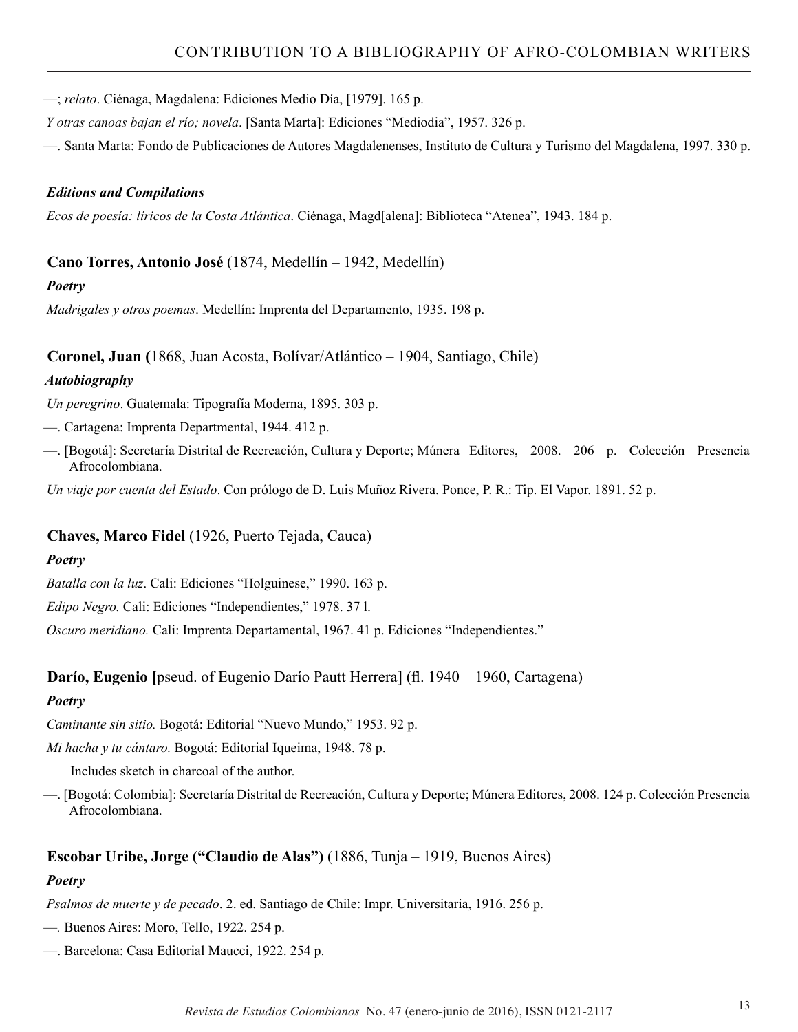—; *relato*. Ciénaga, Magdalena: Ediciones Medio Día, [1979]. 165 p.

*Y otras canoas bajan el río; novela*. [Santa Marta]: Ediciones "Mediodia", 1957. 326 p.

—. Santa Marta: Fondo de Publicaciones de Autores Magdalenenses, Instituto de Cultura y Turismo del Magdalena, 1997. 330 p.

***Editions and Compilations***

*Ecos de poesía: líricos de la Costa Atlántica*. Ciénaga, Magd[alena]: Biblioteca "Atenea", 1943. 184 p.

**Cano Torres, Antonio José** (1874, Medellín – 1942, Medellín)

***Poetry***

*Madrigales y otros poemas*. Medellín: Imprenta del Departamento, 1935. 198 p.

**Coronel, Juan (**1868, Juan Acosta, Bolívar/Atlántico – 1904, Santiago, Chile)

***Autobiography***

*Un peregrino*. Guatemala: Tipografía Moderna, 1895. 303 p.

—. Cartagena: Imprenta Departmental, 1944. 412 p.

—. [Bogotá]: Secretaría Distrital de Recreación, Cultura y Deporte; Múnera Editores, 2008. 206 p. Colección Presencia Afrocolombiana.

*Un viaje por cuenta del Estado*. Con prólogo de D. Luis Muñoz Rivera. Ponce, P. R.: Tip. El Vapor. 1891. 52 p.

**Chaves, Marco Fidel** (1926, Puerto Tejada, Cauca)

***Poetry***

*Batalla con la luz*. Cali: Ediciones "Holguinese," 1990. 163 p.

*Edipo Negro.* Cali: Ediciones "Independientes," 1978. 37 l.

*Oscuro meridiano.* Cali: Imprenta Departamental, 1967. 41 p. Ediciones "Independientes."

**Darío, Eugenio [**pseud. of Eugenio Darío Pautt Herrera] (fl. 1940 – 1960, Cartagena)

***Poetry***

*Caminante sin sitio.* Bogotá: Editorial "Nuevo Mundo," 1953. 92 p.

*Mi hacha y tu cántaro.* Bogotá: Editorial Iqueima, 1948. 78 p.

Includes sketch in charcoal of the author.

—. [Bogotá: Colombia]: Secretaría Distrital de Recreación, Cultura y Deporte; Múnera Editores, 2008. 124 p. Colección Presencia Afrocolombiana.

**Escobar Uribe, Jorge ("Claudio de Alas")** (1886, Tunja – 1919, Buenos Aires)

***Poetry***

*Psalmos de muerte y de pecado*. 2. ed. Santiago de Chile: Impr. Universitaria, 1916. 256 p.

—. Buenos Aires: Moro, Tello, 1922. 254 p.

—. Barcelona: Casa Editorial Maucci, 1922. 254 p.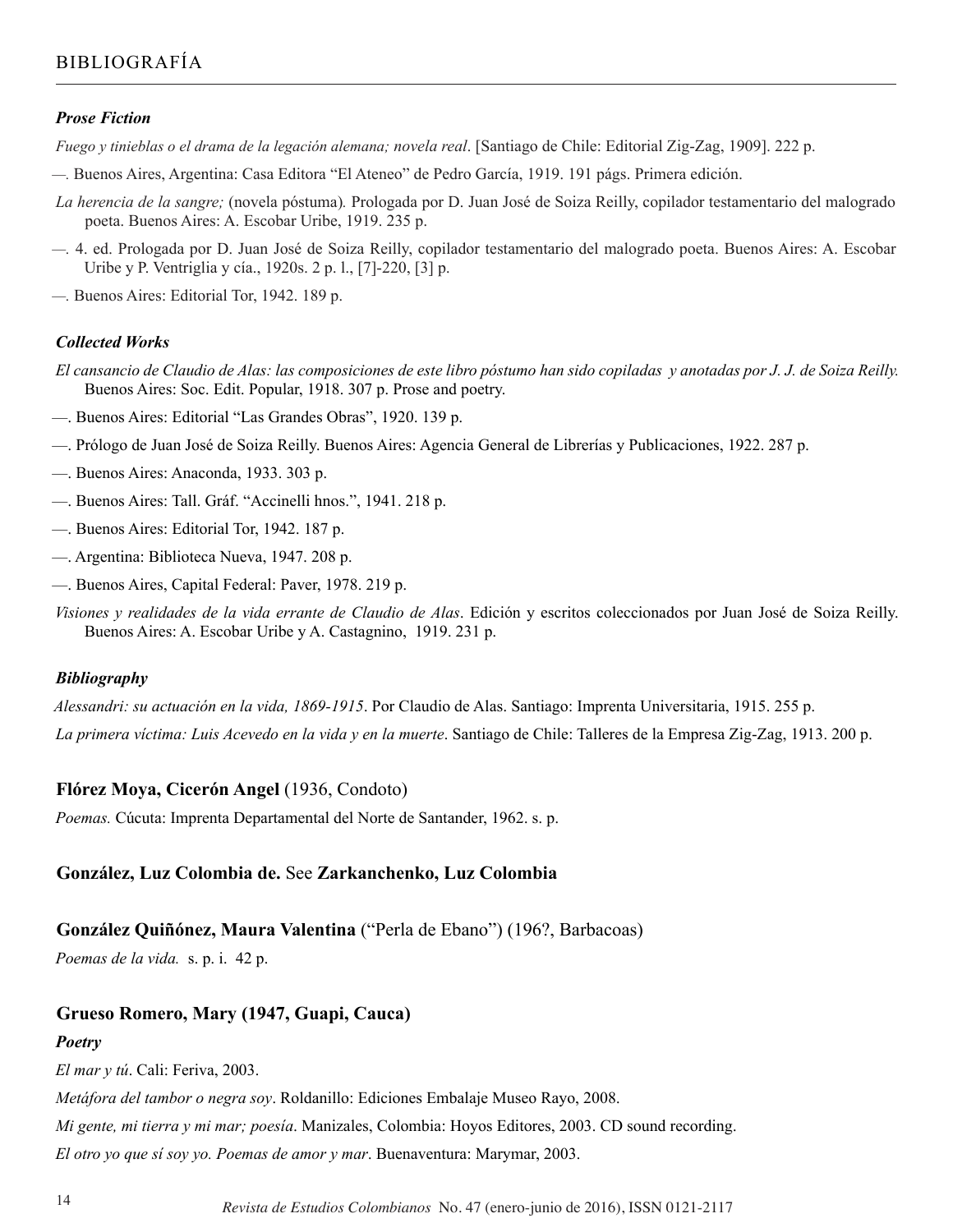### *Prose Fiction*

*Fuego y tinieblas o el drama de la legación alemana; novela real*. [Santiago de Chile: Editorial Zig-Zag, 1909]. 222 p.

—. Buenos Aires, Argentina: Casa Editora "El Ateneo" de Pedro García, 1919. 191 págs. Primera edición.

*La herencia de la sangre;* (novela póstuma)*.* Prologada por D. Juan José de Soiza Reilly, copilador testamentario del malogrado poeta. Buenos Aires: A. Escobar Uribe, 1919. 235 p.

—. 4. ed. Prologada por D. Juan José de Soiza Reilly, copilador testamentario del malogrado poeta. Buenos Aires: A. Escobar Uribe y P. Ventriglia y cía., 1920s. 2 p. l., [7]-220, [3] p.

—. Buenos Aires: Editorial Tor, 1942. 189 p.

### *Collected Works*

*El cansancio de Claudio de Alas: las composiciones de este libro póstumo han sido copiladas y anotadas por J. J. de Soiza Reilly.* Buenos Aires: Soc. Edit. Popular, 1918. 307 p. Prose and poetry.

—. Buenos Aires: Editorial "Las Grandes Obras", 1920. 139 p.

—. Prólogo de Juan José de Soiza Reilly. Buenos Aires: Agencia General de Librerías y Publicaciones, 1922. 287 p.

—. Buenos Aires: Anaconda, 1933. 303 p.

—. Buenos Aires: Tall. Gráf. "Accinelli hnos.", 1941. 218 p.

—. Buenos Aires: Editorial Tor, 1942. 187 p.

—. Argentina: Biblioteca Nueva, 1947. 208 p.

—. Buenos Aires, Capital Federal: Paver, 1978. 219 p.

*Visiones y realidades de la vida errante de Claudio de Alas*. Edición y escritos coleccionados por Juan José de Soiza Reilly. Buenos Aires: A. Escobar Uribe y A. Castagnino, 1919. 231 p.

### *Bibliography*

*Alessandri: su actuación en la vida, 1869-1915*. Por Claudio de Alas. Santiago: Imprenta Universitaria, 1915. 255 p.

*La primera víctima: Luis Acevedo en la vida y en la muerte*. Santiago de Chile: Talleres de la Empresa Zig-Zag, 1913. 200 p.

## **Flórez Moya, Cicerón Angel** (1936, Condoto)

*Poemas.* Cúcuta: Imprenta Departamental del Norte de Santander, 1962. s. p.

## **González, Luz Colombia de.** See **Zarkanchenko, Luz Colombia**

## **González Quiñónez, Maura Valentina** ("Perla de Ebano") (196?, Barbacoas)

*Poemas de la vida.* s. p. i. 42 p.

## **Grueso Romero, Mary (1947, Guapi, Cauca)**

### *Poetry*

*El mar y tú*. Cali: Feriva, 2003.

*Metáfora del tambor o negra soy*. Roldanillo: Ediciones Embalaje Museo Rayo, 2008.

*Mi gente, mi tierra y mi mar; poesía*. Manizales, Colombia: Hoyos Editores, 2003. CD sound recording.

*El otro yo que sí soy yo. Poemas de amor y mar*. Buenaventura: Marymar, 2003.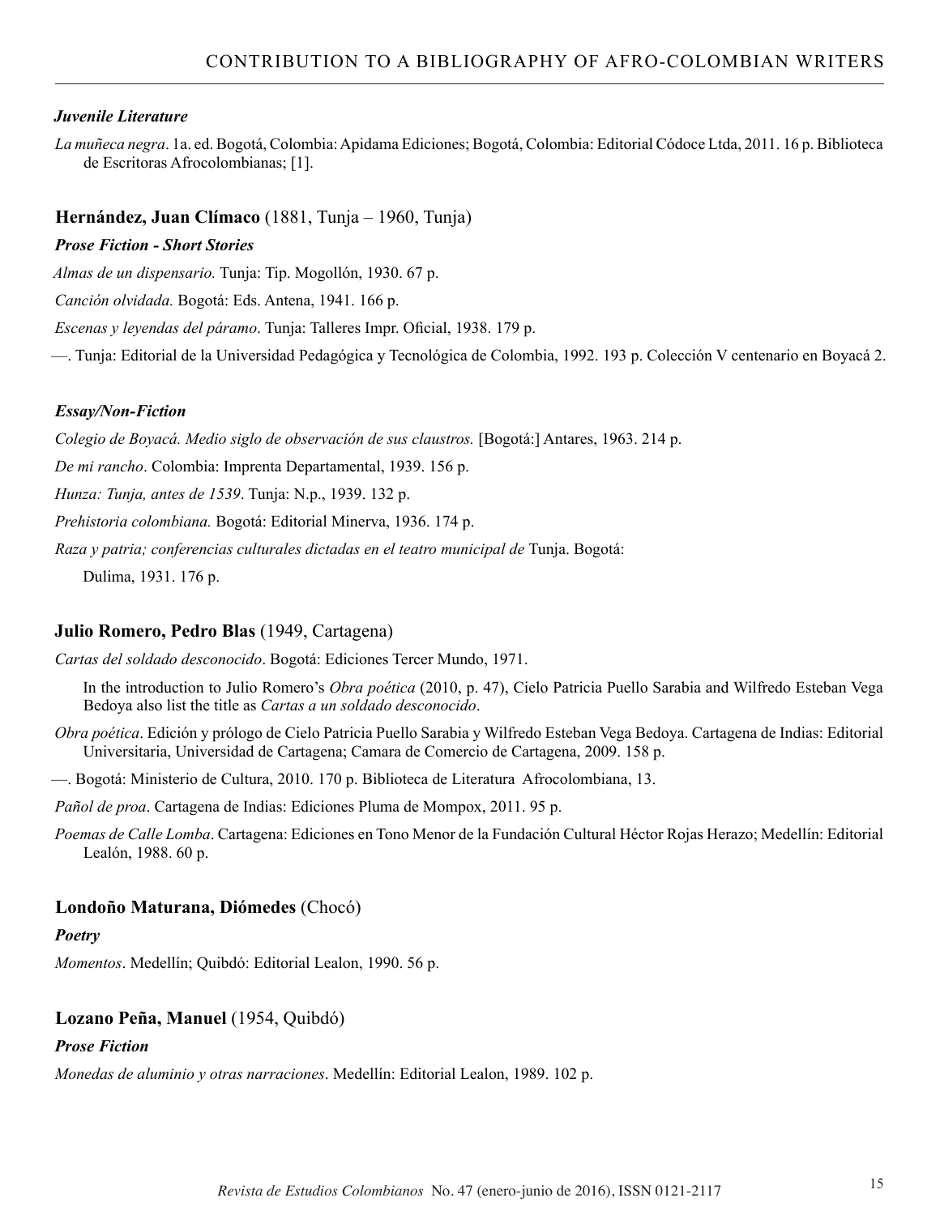*Juvenile Literature*

*La muñeca negra*. 1a. ed. Bogotá, Colombia: Apidama Ediciones; Bogotá, Colombia: Editorial Códoce Ltda, 2011. 16 p. Biblioteca de Escritoras Afrocolombianas; [1].

**Hernández, Juan Clímaco** (1881, Tunja – 1960, Tunja)

***Prose Fiction - Short Stories***

*Almas de un dispensario.* Tunja: Tip. Mogollón, 1930. 67 p.

*Canción olvidada.* Bogotá: Eds. Antena, 1941. 166 p.

*Escenas y leyendas del páramo*. Tunja: Talleres Impr. Oficial, 1938. 179 p.

—. Tunja: Editorial de la Universidad Pedagógica y Tecnológica de Colombia, 1992. 193 p. Colección V centenario en Boyacá 2.

***Essay/Non-Fiction***

*Colegio de Boyacá. Medio siglo de observación de sus claustros.* [Bogotá:] Antares, 1963. 214 p.

*De mi rancho*. Colombia: Imprenta Departamental, 1939. 156 p.

*Hunza: Tunja, antes de 1539*. Tunja: N.p., 1939. 132 p.

*Prehistoria colombiana.* Bogotá: Editorial Minerva, 1936. 174 p.

*Raza y patria; conferencias culturales dictadas en el teatro municipal de* Tunja. Bogotá: Dulima, 1931. 176 p.

**Julio Romero, Pedro Blas** (1949, Cartagena)

*Cartas del soldado desconocido*. Bogotá: Ediciones Tercer Mundo, 1971.

In the introduction to Julio Romero's *Obra poética* (2010, p. 47), Cielo Patricia Puello Sarabia and Wilfredo Esteban Vega Bedoya also list the title as *Cartas a un soldado desconocido*.

*Obra poética*. Edición y prólogo de Cielo Patricia Puello Sarabia y Wilfredo Esteban Vega Bedoya. Cartagena de Indias: Editorial Universitaria, Universidad de Cartagena; Camara de Comercio de Cartagena, 2009. 158 p.

—. Bogotá: Ministerio de Cultura, 2010. 170 p. Biblioteca de Literatura Afrocolombiana, 13.

*Pañol de proa*. Cartagena de Indias: Ediciones Pluma de Mompox, 2011. 95 p.

*Poemas de Calle Lomba*. Cartagena: Ediciones en Tono Menor de la Fundación Cultural Héctor Rojas Herazo; Medellín: Editorial Lealón, 1988. 60 p.

**Londoño Maturana, Diómedes** (Chocó)

***Poetry***

*Momentos*. Medellín; Quibdó: Editorial Lealon, 1990. 56 p.

**Lozano Peña, Manuel** (1954, Quibdó)

***Prose Fiction***

*Monedas de aluminio y otras narraciones*. Medellín: Editorial Lealon, 1989. 102 p.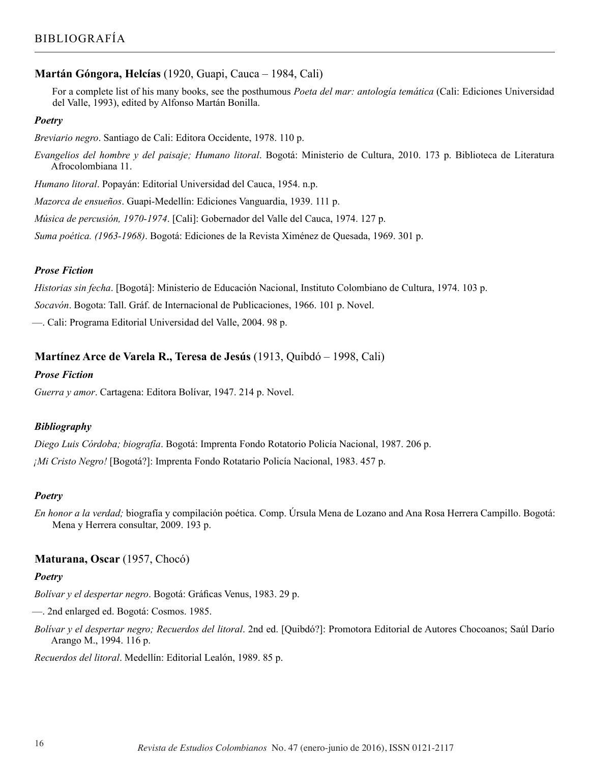**Martán Góngora, Helcías** (1920, Guapi, Cauca – 1984, Cali)

For a complete list of his many books, see the posthumous *Poeta del mar: antología temática* (Cali: Ediciones Universidad del Valle, 1993), edited by Alfonso Martán Bonilla.

***Poetry***

*Breviario negro*. Santiago de Cali: Editora Occidente, 1978. 110 p.

*Evangelios del hombre y del paisaje; Humano litoral*. Bogotá: Ministerio de Cultura, 2010. 173 p. Biblioteca de Literatura Afrocolombiana 11.

*Humano litoral*. Popayán: Editorial Universidad del Cauca, 1954. n.p.

*Mazorca de ensueños*. Guapi-Medellín: Ediciones Vanguardia, 1939. 111 p.

*Música de percusión, 1970-1974*. [Cali]: Gobernador del Valle del Cauca, 1974. 127 p.

*Suma poética. (1963-1968)*. Bogotá: Ediciones de la Revista Ximénez de Quesada, 1969. 301 p.

***Prose Fiction***

*Historias sin fecha*. [Bogotá]: Ministerio de Educación Nacional, Instituto Colombiano de Cultura, 1974. 103 p.

*Socavón*. Bogota: Tall. Gráf. de Internacional de Publicaciones, 1966. 101 p. Novel.

—. Cali: Programa Editorial Universidad del Valle, 2004. 98 p.

**Martínez Arce de Varela R., Teresa de Jesús** (1913, Quibdó – 1998, Cali)

***Prose Fiction***

*Guerra y amor*. Cartagena: Editora Bolívar, 1947. 214 p. Novel.

***Bibliography***

*Diego Luis Córdoba; biografía*. Bogotá: Imprenta Fondo Rotatorio Policía Nacional, 1987. 206 p.

*¡Mi Cristo Negro!* [Bogotá?]: Imprenta Fondo Rotatario Policía Nacional, 1983. 457 p.

***Poetry***

*En honor a la verdad;* biografía y compilación poética. Comp. Úrsula Mena de Lozano and Ana Rosa Herrera Campillo. Bogotá: Mena y Herrera consultar, 2009. 193 p.

**Maturana, Oscar** (1957, Chocó)

***Poetry***

*Bolívar y el despertar negro*. Bogotá: Gráficas Venus, 1983. 29 p.

—. 2nd enlarged ed. Bogotá: Cosmos. 1985.

*Bolívar y el despertar negro; Recuerdos del litoral*. 2nd ed. [Quibdó?]: Promotora Editorial de Autores Chocoanos; Saúl Darío Arango M., 1994. 116 p.

*Recuerdos del litoral*. Medellín: Editorial Lealón, 1989. 85 p.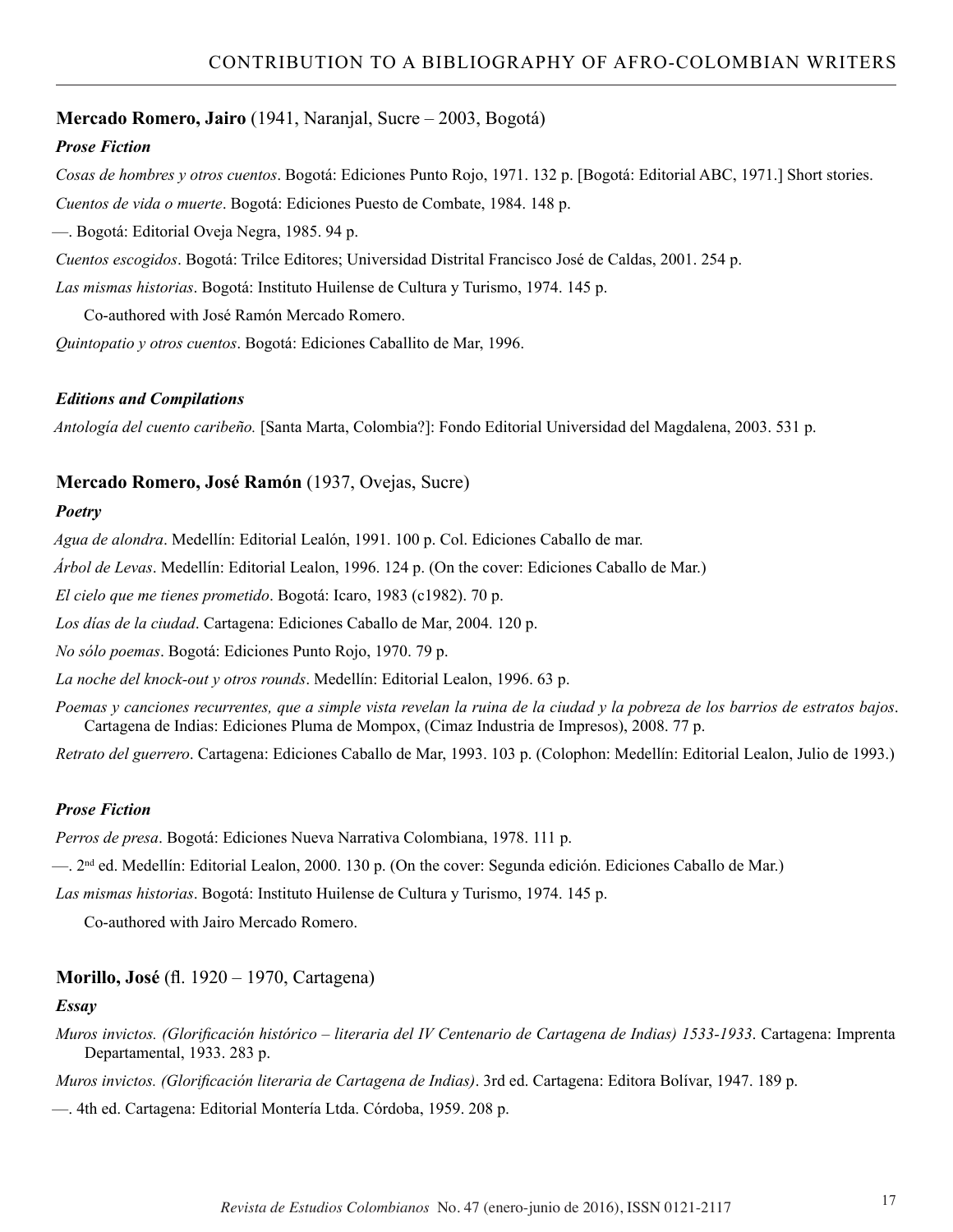**Mercado Romero, Jairo** (1941, Naranjal, Sucre – 2003, Bogotá)

***Prose Fiction***

*Cosas de hombres y otros cuentos*. Bogotá: Ediciones Punto Rojo, 1971. 132 p. [Bogotá: Editorial ABC, 1971.] Short stories.

*Cuentos de vida o muerte*. Bogotá: Ediciones Puesto de Combate, 1984. 148 p.

—. Bogotá: Editorial Oveja Negra, 1985. 94 p.

*Cuentos escogidos*. Bogotá: Trilce Editores; Universidad Distrital Francisco José de Caldas, 2001. 254 p.

*Las mismas historias*. Bogotá: Instituto Huilense de Cultura y Turismo, 1974. 145 p.

Co-authored with José Ramón Mercado Romero.

*Quintopatio y otros cuentos*. Bogotá: Ediciones Caballito de Mar, 1996.

***Editions and Compilations***

*Antología del cuento caribeño.* [Santa Marta, Colombia?]: Fondo Editorial Universidad del Magdalena, 2003. 531 p.

**Mercado Romero, José Ramón** (1937, Ovejas, Sucre)

***Poetry***

*Agua de alondra*. Medellín: Editorial Lealón, 1991. 100 p. Col. Ediciones Caballo de mar.

*Árbol de Levas*. Medellín: Editorial Lealon, 1996. 124 p. (On the cover: Ediciones Caballo de Mar.)

*El cielo que me tienes prometido*. Bogotá: Icaro, 1983 (c1982). 70 p.

*Los días de la ciudad*. Cartagena: Ediciones Caballo de Mar, 2004. 120 p.

*No sólo poemas*. Bogotá: Ediciones Punto Rojo, 1970. 79 p.

*La noche del knock-out y otros rounds*. Medellín: Editorial Lealon, 1996. 63 p.

*Poemas y canciones recurrentes, que a simple vista revelan la ruina de la ciudad y la pobreza de los barrios de estratos bajos*. Cartagena de Indias: Ediciones Pluma de Mompox, (Cimaz Industria de Impresos), 2008. 77 p.

*Retrato del guerrero*. Cartagena: Ediciones Caballo de Mar, 1993. 103 p. (Colophon: Medellín: Editorial Lealon, Julio de 1993.)

***Prose Fiction***

*Perros de presa*. Bogotá: Ediciones Nueva Narrativa Colombiana, 1978. 111 p.

—. 2nd ed. Medellín: Editorial Lealon, 2000. 130 p. (On the cover: Segunda edición. Ediciones Caballo de Mar.)

*Las mismas historias*. Bogotá: Instituto Huilense de Cultura y Turismo, 1974. 145 p.

Co-authored with Jairo Mercado Romero.

**Morillo, José** (fl. 1920 – 1970, Cartagena)

***Essay***

*Muros invictos. (Glorificación histórico – literaria del IV Centenario de Cartagena de Indias) 1533-1933*. Cartagena: Imprenta Departamental, 1933. 283 p.

*Muros invictos. (Glorificación literaria de Cartagena de Indias)*. 3rd ed. Cartagena: Editora Bolívar, 1947. 189 p.

—. 4th ed. Cartagena: Editorial Montería Ltda. Córdoba, 1959. 208 p.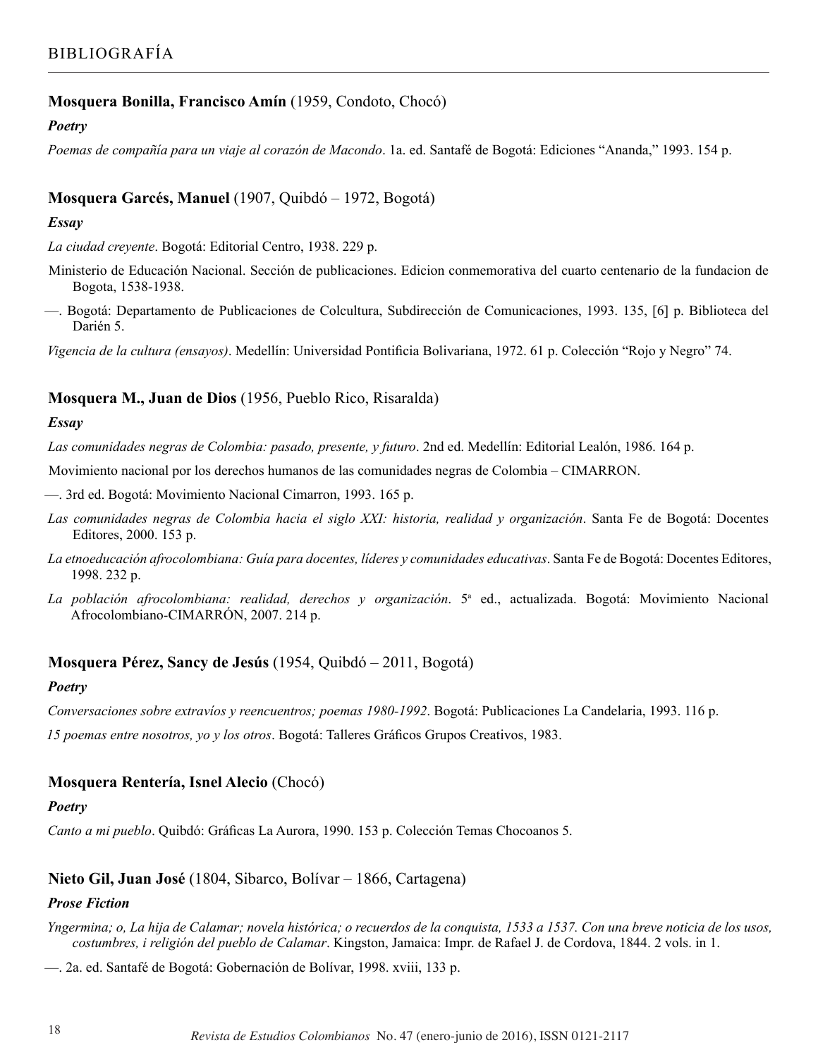**Mosquera Bonilla, Francisco Amín** (1959, Condoto, Chocó)

***Poetry***

*Poemas de compañía para un viaje al corazón de Macondo*. 1a. ed. Santafé de Bogotá: Ediciones "Ananda," 1993. 154 p.

**Mosquera Garcés, Manuel** (1907, Quibdó – 1972, Bogotá)

***Essay***

*La ciudad creyente*. Bogotá: Editorial Centro, 1938. 229 p.

Ministerio de Educación Nacional. Sección de publicaciones. Edicion conmemorativa del cuarto centenario de la fundacion de Bogota, 1538-1938.

—. Bogotá: Departamento de Publicaciones de Colcultura, Subdirección de Comunicaciones, 1993. 135, [6] p. Biblioteca del Darién 5.

*Vigencia de la cultura (ensayos)*. Medellín: Universidad Pontificia Bolivariana, 1972. 61 p. Colección "Rojo y Negro" 74.

**Mosquera M., Juan de Dios** (1956, Pueblo Rico, Risaralda)

***Essay***

*Las comunidades negras de Colombia: pasado, presente, y futuro*. 2nd ed. Medellín: Editorial Lealón, 1986. 164 p.

Movimiento nacional por los derechos humanos de las comunidades negras de Colombia – CIMARRON.

—. 3rd ed. Bogotá: Movimiento Nacional Cimarron, 1993. 165 p.

*Las comunidades negras de Colombia hacia el siglo XXI: historia, realidad y organización*. Santa Fe de Bogotá: Docentes Editores, 2000. 153 p.

*La etnoeducación afrocolombiana: Guía para docentes, líderes y comunidades educativas*. Santa Fe de Bogotá: Docentes Editores, 1998. 232 p.

*La población afrocolombiana: realidad, derechos y organización*. 5ª ed., actualizada. Bogotá: Movimiento Nacional Afrocolombiano-CIMARRÓN, 2007. 214 p.

**Mosquera Pérez, Sancy de Jesús** (1954, Quibdó – 2011, Bogotá)

***Poetry***

*Conversaciones sobre extravíos y reencuentros; poemas 1980-1992*. Bogotá: Publicaciones La Candelaria, 1993. 116 p.

*15 poemas entre nosotros, yo y los otros*. Bogotá: Talleres Gráficos Grupos Creativos, 1983.

**Mosquera Rentería, Isnel Alecio** (Chocó)

***Poetry***

*Canto a mi pueblo*. Quibdó: Gráficas La Aurora, 1990. 153 p. Colección Temas Chocoanos 5.

**Nieto Gil, Juan José** (1804, Sibarco, Bolívar – 1866, Cartagena)

***Prose Fiction***

*Yngermina; o, La hija de Calamar; novela histórica; o recuerdos de la conquista, 1533 a 1537. Con una breve noticia de los usos, costumbres, i religión del pueblo de Calamar*. Kingston, Jamaica: Impr. de Rafael J. de Cordova, 1844. 2 vols. in 1.

—. 2a. ed. Santafé de Bogotá: Gobernación de Bolívar, 1998. xviii, 133 p.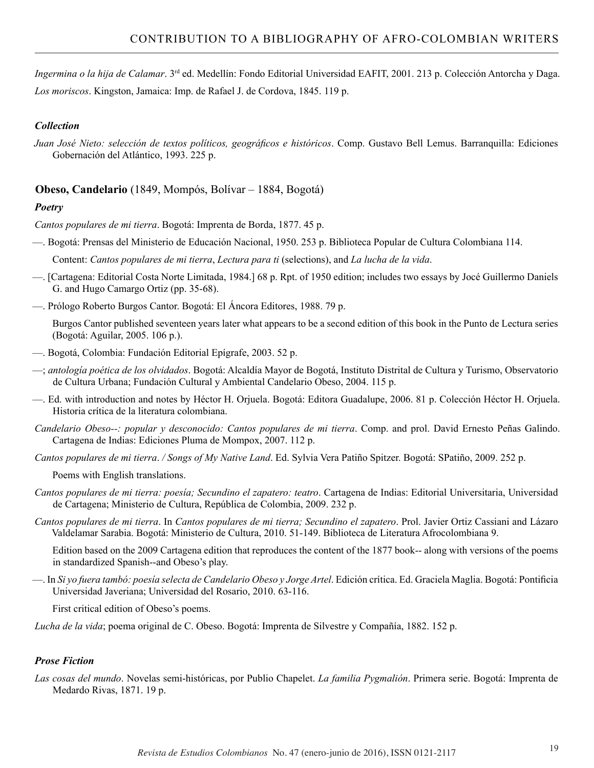*Ingermina o la hija de Calamar*. 3rd ed. Medellín: Fondo Editorial Universidad EAFIT, 2001. 213 p. Colección Antorcha y Daga.

*Los moriscos*. Kingston, Jamaica: Imp. de Rafael J. de Cordova, 1845. 119 p.

### *Collection*

*Juan José Nieto: selección de textos políticos, geográficos e históricos*. Comp. Gustavo Bell Lemus. Barranquilla: Ediciones Gobernación del Atlántico, 1993. 225 p.

## **Obeso, Candelario** (1849, Mompós, Bolívar – 1884, Bogotá)

### *Poetry*

*Cantos populares de mi tierra*. Bogotá: Imprenta de Borda, 1877. 45 p.

—. Bogotá: Prensas del Ministerio de Educación Nacional, 1950. 253 p. Biblioteca Popular de Cultura Colombiana 114.

Content: *Cantos populares de mi tierra*, *Lectura para ti* (selections), and *La lucha de la vida*.

—. [Cartagena: Editorial Costa Norte Limitada, 1984.] 68 p. Rpt. of 1950 edition; includes two essays by Jocé Guillermo Daniels G. and Hugo Camargo Ortiz (pp. 35-68).

—. Prólogo Roberto Burgos Cantor. Bogotá: El Áncora Editores, 1988. 79 p.

Burgos Cantor published seventeen years later what appears to be a second edition of this book in the Punto de Lectura series (Bogotá: Aguilar, 2005. 106 p.).

—. Bogotá, Colombia: Fundación Editorial Epígrafe, 2003. 52 p.

—; *antología poética de los olvidados*. Bogotá: Alcaldía Mayor de Bogotá, Instituto Distrital de Cultura y Turismo, Observatorio de Cultura Urbana; Fundación Cultural y Ambiental Candelario Obeso, 2004. 115 p.

—. Ed. with introduction and notes by Héctor H. Orjuela. Bogotá: Editora Guadalupe, 2006. 81 p. Colección Héctor H. Orjuela. Historia crítica de la literatura colombiana.

*Candelario Obeso--: popular y desconocido: Cantos populares de mi tierra*. Comp. and prol. David Ernesto Peñas Galindo. Cartagena de Indias: Ediciones Pluma de Mompox, 2007. 112 p.

*Cantos populares de mi tierra*. */ Songs of My Native Land*. Ed. Sylvia Vera Patiño Spitzer. Bogotá: SPatiño, 2009. 252 p.

Poems with English translations.

*Cantos populares de mi tierra: poesía; Secundino el zapatero: teatro*. Cartagena de Indias: Editorial Universitaria, Universidad de Cartagena; Ministerio de Cultura, República de Colombia, 2009. 232 p.

*Cantos populares de mi tierra*. In *Cantos populares de mi tierra; Secundino el zapatero*. Prol. Javier Ortiz Cassiani and Lázaro Valdelamar Sarabia. Bogotá: Ministerio de Cultura, 2010. 51-149. Biblioteca de Literatura Afrocolombiana 9.

Edition based on the 2009 Cartagena edition that reproduces the content of the 1877 book-- along with versions of the poems in standardized Spanish--and Obeso's play.

—. In *Si yo fuera tambó: poesía selecta de Candelario Obeso y Jorge Artel*. Edición crítica. Ed. Graciela Maglia. Bogotá: Pontificia Universidad Javeriana; Universidad del Rosario, 2010. 63-116.

First critical edition of Obeso's poems.

*Lucha de la vida*; poema original de C. Obeso. Bogotá: Imprenta de Silvestre y Compañía, 1882. 152 p.

### *Prose Fiction*

*Las cosas del mundo*. Novelas semi-históricas, por Publio Chapelet. *La familia Pygmalión*. Primera serie. Bogotá: Imprenta de Medardo Rivas, 1871. 19 p.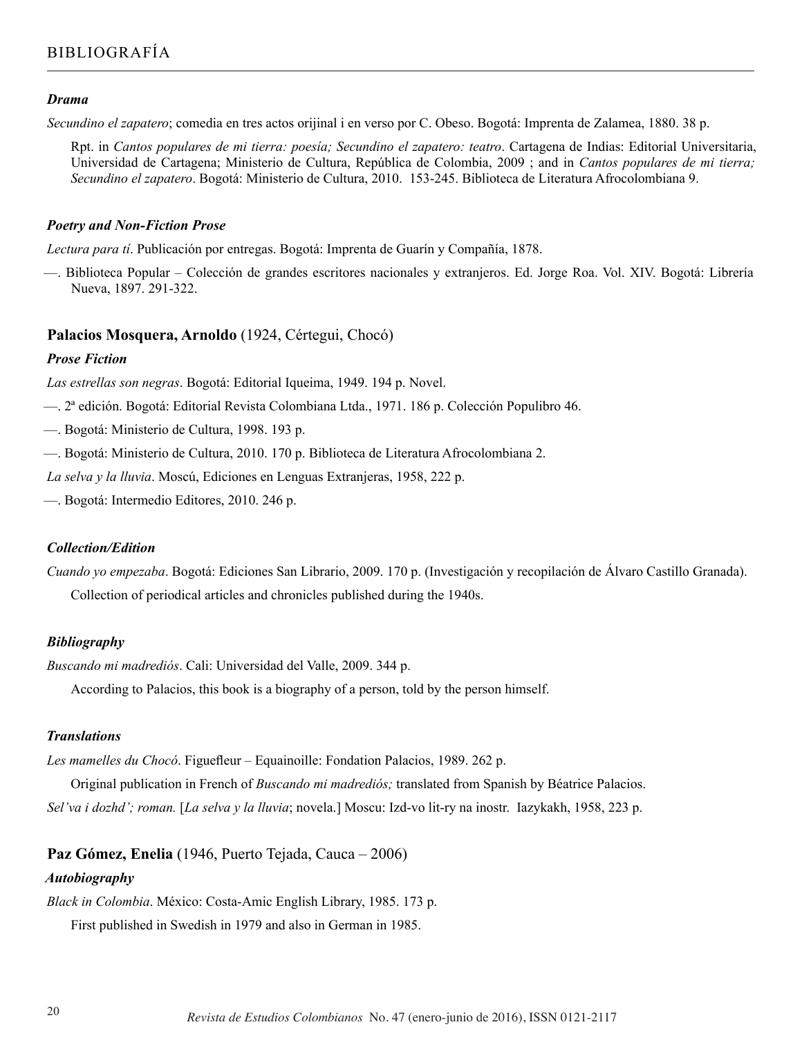### *Drama*

*Secundino el zapatero*; comedia en tres actos orijinal i en verso por C. Obeso. Bogotá: Imprenta de Zalamea, 1880. 38 p.

Rpt. in *Cantos populares de mi tierra: poesía; Secundino el zapatero: teatro*. Cartagena de Indias: Editorial Universitaria, Universidad de Cartagena; Ministerio de Cultura, República de Colombia, 2009 ; and in *Cantos populares de mi tierra; Secundino el zapatero*. Bogotá: Ministerio de Cultura, 2010. 153-245. Biblioteca de Literatura Afrocolombiana 9.

### *Poetry and Non-Fiction Prose*

*Lectura para tí*. Publicación por entregas. Bogotá: Imprenta de Guarín y Compañía, 1878.

—. Biblioteca Popular – Colección de grandes escritores nacionales y extranjeros. Ed. Jorge Roa. Vol. XIV. Bogotá: Librería Nueva, 1897. 291-322.

## **Palacios Mosquera, Arnoldo** (1924, Cértegui, Chocó)

### *Prose Fiction*

*Las estrellas son negras*. Bogotá: Editorial Iqueima, 1949. 194 p. Novel.

—. 2ª edición. Bogotá: Editorial Revista Colombiana Ltda., 1971. 186 p. Colección Populibro 46.

—. Bogotá: Ministerio de Cultura, 1998. 193 p.

—. Bogotá: Ministerio de Cultura, 2010. 170 p. Biblioteca de Literatura Afrocolombiana 2.

*La selva y la lluvia*. Moscú, Ediciones en Lenguas Extranjeras, 1958, 222 p.

—. Bogotá: Intermedio Editores, 2010. 246 p.

### *Collection/Edition*

*Cuando yo empezaba*. Bogotá: Ediciones San Librario, 2009. 170 p. (Investigación y recopilación de Álvaro Castillo Granada).

Collection of periodical articles and chronicles published during the 1940s.

### *Bibliography*

*Buscando mi madrediós*. Cali: Universidad del Valle, 2009. 344 p.

According to Palacios, this book is a biography of a person, told by the person himself.

### *Translations*

*Les mamelles du Chocó*. Figuefleur – Equainoille: Fondation Palacios, 1989. 262 p.

Original publication in French of *Buscando mi madrediós;* translated from Spanish by Béatrice Palacios.

*Sel'va i dozhd'; roman.* [*La selva y la lluvia*; novela.] Moscu: Izd-vo lit-ry na inostr. Iazykakh, 1958, 223 p.

## **Paz Gómez, Enelia** (1946, Puerto Tejada, Cauca – 2006)

### *Autobiography*

*Black in Colombia*. México: Costa-Amic English Library, 1985. 173 p.

First published in Swedish in 1979 and also in German in 1985.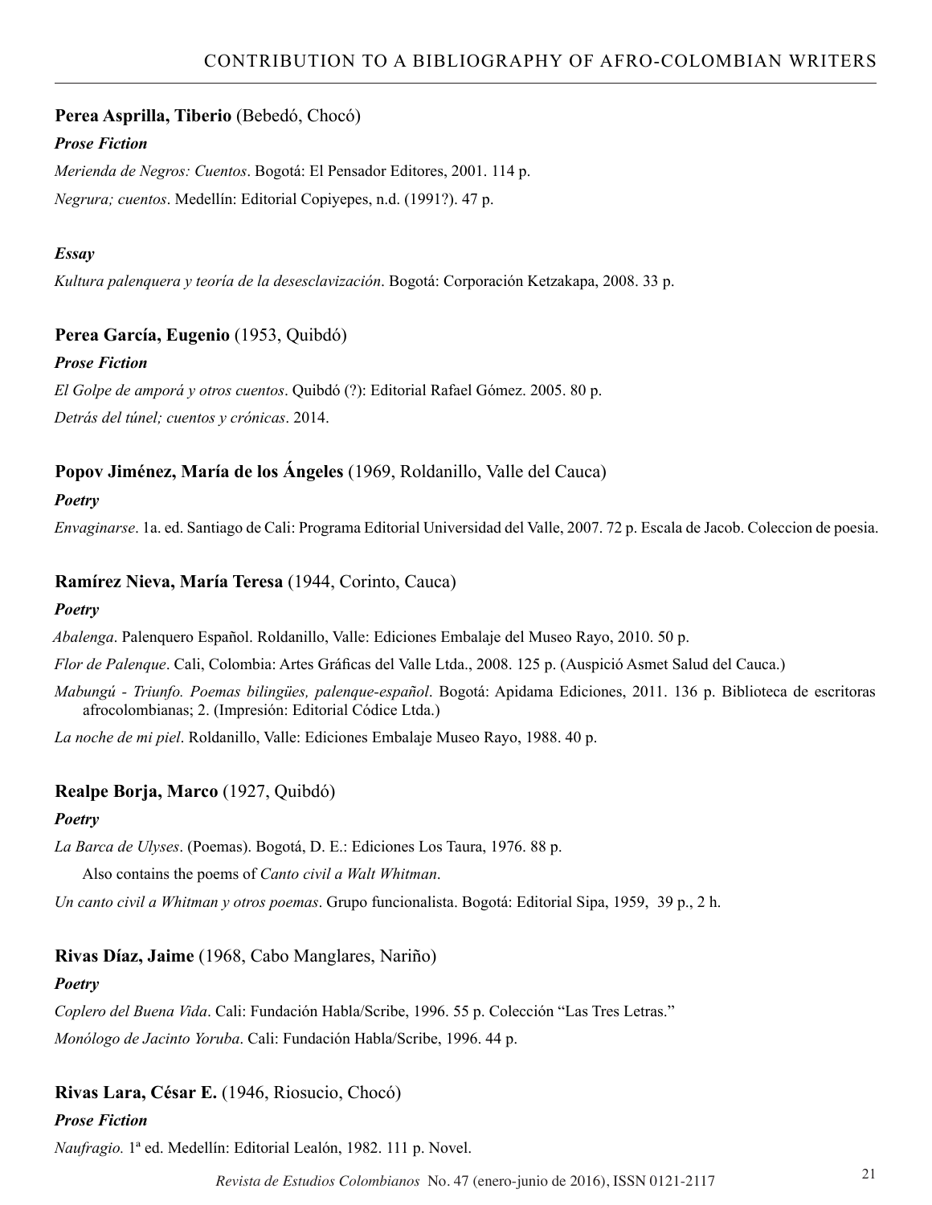**Perea Asprilla, Tiberio** (Bebedó, Chocó)

***Prose Fiction***

*Merienda de Negros: Cuentos*. Bogotá: El Pensador Editores, 2001. 114 p.

*Negrura; cuentos*. Medellín: Editorial Copiyepes, n.d. (1991?). 47 p.

***Essay***

*Kultura palenquera y teoría de la desesclavización*. Bogotá: Corporación Ketzakapa, 2008. 33 p.

**Perea García, Eugenio** (1953, Quibdó)

***Prose Fiction***

*El Golpe de amporá y otros cuentos*. Quibdó (?): Editorial Rafael Gómez. 2005. 80 p.

*Detrás del túnel; cuentos y crónicas*. 2014.

**Popov Jiménez, María de los Ángeles** (1969, Roldanillo, Valle del Cauca)

***Poetry***

*Envaginarse*. 1a. ed. Santiago de Cali: Programa Editorial Universidad del Valle, 2007. 72 p. Escala de Jacob. Coleccion de poesia.

**Ramírez Nieva, María Teresa** (1944, Corinto, Cauca)

***Poetry***

*Abalenga*. Palenquero Español. Roldanillo, Valle: Ediciones Embalaje del Museo Rayo, 2010. 50 p.

*Flor de Palenque*. Cali, Colombia: Artes Gráficas del Valle Ltda., 2008. 125 p. (Auspició Asmet Salud del Cauca.)

*Mabungú - Triunfo. Poemas bilingües, palenque-español*. Bogotá: Apidama Ediciones, 2011. 136 p. Biblioteca de escritoras afrocolombianas; 2. (Impresión: Editorial Códice Ltda.)

*La noche de mi piel*. Roldanillo, Valle: Ediciones Embalaje Museo Rayo, 1988. 40 p.

**Realpe Borja, Marco** (1927, Quibdó)

***Poetry***

*La Barca de Ulyses*. (Poemas). Bogotá, D. E.: Ediciones Los Taura, 1976. 88 p.

Also contains the poems of *Canto civil a Walt Whitman*.

*Un canto civil a Whitman y otros poemas*. Grupo funcionalista. Bogotá: Editorial Sipa, 1959, 39 p., 2 h.

**Rivas Díaz, Jaime** (1968, Cabo Manglares, Nariño)

***Poetry***

*Coplero del Buena Vida*. Cali: Fundación Habla/Scribe, 1996. 55 p. Colección "Las Tres Letras."

*Monólogo de Jacinto Yoruba*. Cali: Fundación Habla/Scribe, 1996. 44 p.

**Rivas Lara, César E.** (1946, Riosucio, Chocó)

***Prose Fiction***

*Naufragio.* 1ª ed. Medellín: Editorial Lealón, 1982. 111 p. Novel.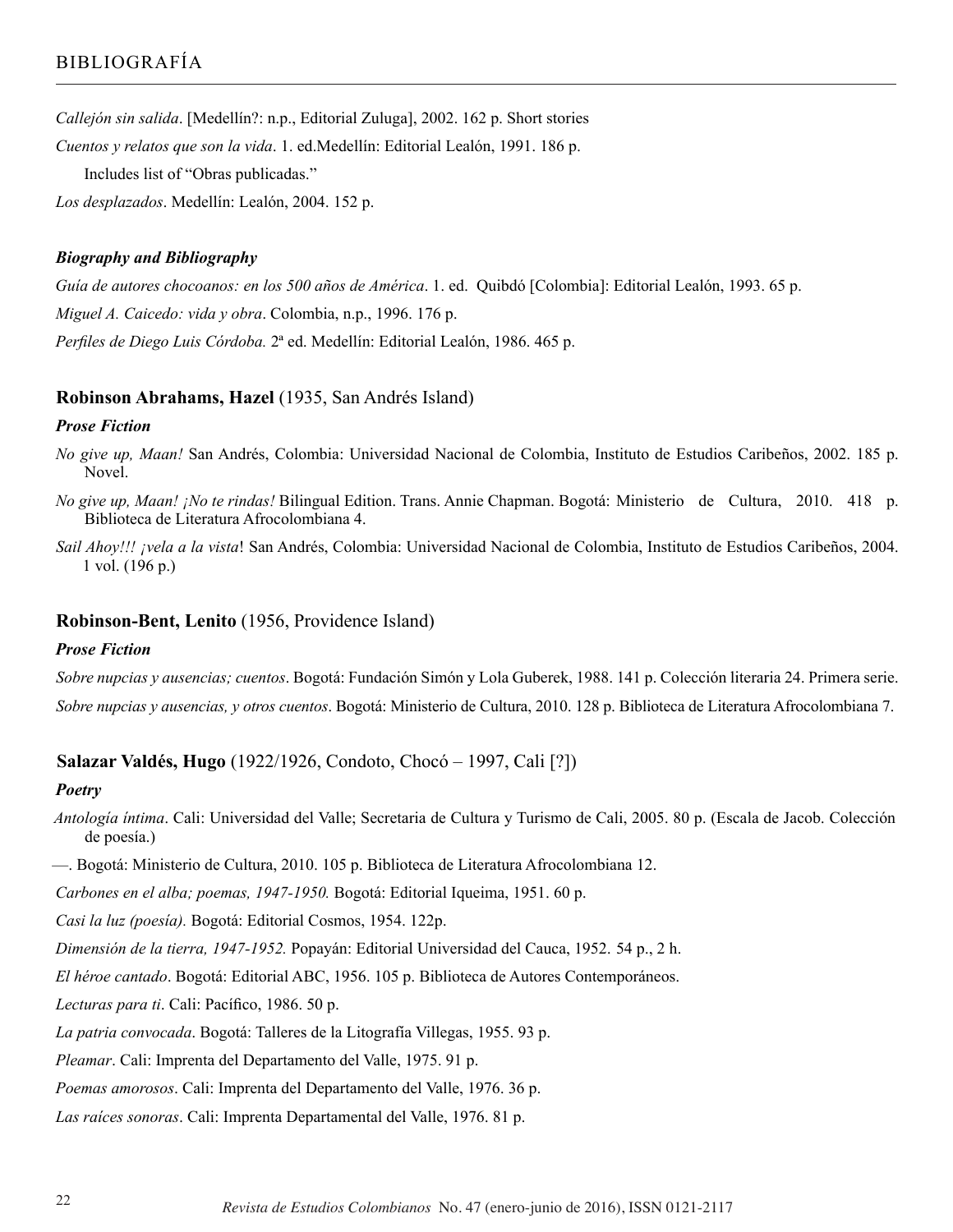*Callejón sin salida*. [Medellín?: n.p., Editorial Zuluga], 2002. 162 p. Short stories

*Cuentos y relatos que son la vida*. 1. ed.Medellín: Editorial Lealón, 1991. 186 p.

Includes list of "Obras publicadas."

*Los desplazados*. Medellín: Lealón, 2004. 152 p.

#### *Biography and Bibliography*

*Guía de autores chocoanos: en los 500 años de América*. 1. ed. Quibdó [Colombia]: Editorial Lealón, 1993. 65 p.

*Miguel A. Caicedo: vida y obra*. Colombia, n.p., 1996. 176 p.

*Perfiles de Diego Luis Córdoba.* 2ª ed. Medellín: Editorial Lealón, 1986. 465 p.

### **Robinson Abrahams, Hazel** (1935, San Andrés Island)

#### *Prose Fiction*

*No give up, Maan!* San Andrés, Colombia: Universidad Nacional de Colombia, Instituto de Estudios Caribeños, 2002. 185 p. Novel.

*No give up, Maan! ¡No te rindas!* Bilingual Edition. Trans. Annie Chapman. Bogotá: Ministerio de Cultura, 2010. 418 p. Biblioteca de Literatura Afrocolombiana 4.

*Sail Ahoy!!! ¡vela a la vista*! San Andrés, Colombia: Universidad Nacional de Colombia, Instituto de Estudios Caribeños, 2004. 1 vol. (196 p.)

### **Robinson-Bent, Lenito** (1956, Providence Island)

#### *Prose Fiction*

*Sobre nupcias y ausencias; cuentos*. Bogotá: Fundación Simón y Lola Guberek, 1988. 141 p. Colección literaria 24. Primera serie.

*Sobre nupcias y ausencias, y otros cuentos*. Bogotá: Ministerio de Cultura, 2010. 128 p. Biblioteca de Literatura Afrocolombiana 7.

### **Salazar Valdés, Hugo** (1922/1926, Condoto, Chocó – 1997, Cali [?])

#### *Poetry*

*Antología íntima*. Cali: Universidad del Valle; Secretaria de Cultura y Turismo de Cali, 2005. 80 p. (Escala de Jacob. Colección de poesía.)

—. Bogotá: Ministerio de Cultura, 2010. 105 p. Biblioteca de Literatura Afrocolombiana 12.

*Carbones en el alba; poemas, 1947-1950.* Bogotá: Editorial Iqueima, 1951. 60 p.

*Casi la luz (poesía).* Bogotá: Editorial Cosmos, 1954. 122p.

*Dimensión de la tierra, 1947-1952.* Popayán: Editorial Universidad del Cauca, 1952. 54 p., 2 h.

*El héroe cantado*. Bogotá: Editorial ABC, 1956. 105 p. Biblioteca de Autores Contemporáneos.

*Lecturas para ti*. Cali: Pacífico, 1986. 50 p.

*La patria convocada*. Bogotá: Talleres de la Litografía Villegas, 1955. 93 p.

*Pleamar*. Cali: Imprenta del Departamento del Valle, 1975. 91 p.

*Poemas amorosos*. Cali: Imprenta del Departamento del Valle, 1976. 36 p.

*Las raíces sonoras*. Cali: Imprenta Departamental del Valle, 1976. 81 p.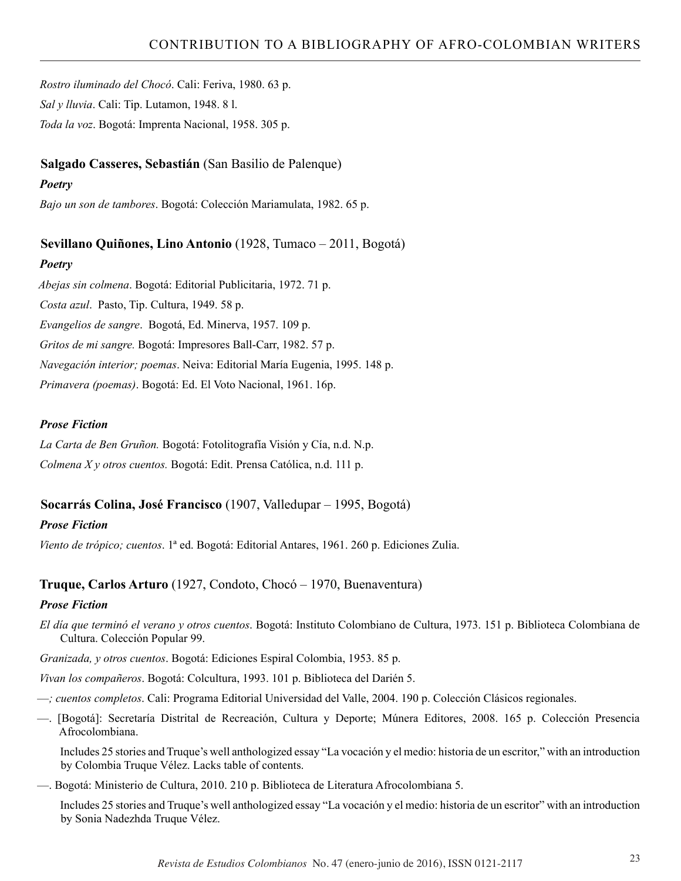*Rostro iluminado del Chocó*. Cali: Feriva, 1980. 63 p.

*Sal y lluvia*. Cali: Tip. Lutamon, 1948. 8 l.

*Toda la voz*. Bogotá: Imprenta Nacional, 1958. 305 p.

**Salgado Casseres, Sebastián** (San Basilio de Palenque)

***Poetry***

*Bajo un son de tambores*. Bogotá: Colección Mariamulata, 1982. 65 p.

**Sevillano Quiñones, Lino Antonio** (1928, Tumaco – 2011, Bogotá)

***Poetry***

*Abejas sin colmena*. Bogotá: Editorial Publicitaria, 1972. 71 p.

*Costa azul*. Pasto, Tip. Cultura, 1949. 58 p.

*Evangelios de sangre*. Bogotá, Ed. Minerva, 1957. 109 p.

*Gritos de mi sangre.* Bogotá: Impresores Ball-Carr, 1982. 57 p.

*Navegación interior; poemas*. Neiva: Editorial María Eugenia, 1995. 148 p.

*Primavera (poemas)*. Bogotá: Ed. El Voto Nacional, 1961. 16p.

***Prose Fiction***

*La Carta de Ben Gruñon.* Bogotá: Fotolitografía Visión y Cía, n.d. N.p.

*Colmena X y otros cuentos.* Bogotá: Edit. Prensa Católica, n.d. 111 p.

**Socarrás Colina, José Francisco** (1907, Valledupar – 1995, Bogotá)

***Prose Fiction***

*Viento de trópico; cuentos*. 1ª ed. Bogotá: Editorial Antares, 1961. 260 p. Ediciones Zulia.

**Truque, Carlos Arturo** (1927, Condoto, Chocó – 1970, Buenaventura)

***Prose Fiction***

*El día que terminó el verano y otros cuentos*. Bogotá: Instituto Colombiano de Cultura, 1973. 151 p. Biblioteca Colombiana de Cultura. Colección Popular 99.

*Granizada, y otros cuentos*. Bogotá: Ediciones Espiral Colombia, 1953. 85 p.

*Vivan los compañeros*. Bogotá: Colcultura, 1993. 101 p. Biblioteca del Darién 5.

—*; cuentos completos*. Cali: Programa Editorial Universidad del Valle, 2004. 190 p. Colección Clásicos regionales.

—. [Bogotá]: Secretaría Distrital de Recreación, Cultura y Deporte; Múnera Editores, 2008. 165 p. Colección Presencia Afrocolombiana.

Includes 25 stories and Truque's well anthologized essay "La vocación y el medio: historia de un escritor," with an introduction by Colombia Truque Vélez. Lacks table of contents.

—. Bogotá: Ministerio de Cultura, 2010. 210 p. Biblioteca de Literatura Afrocolombiana 5.

Includes 25 stories and Truque's well anthologized essay "La vocación y el medio: historia de un escritor" with an introduction by Sonia Nadezhda Truque Vélez.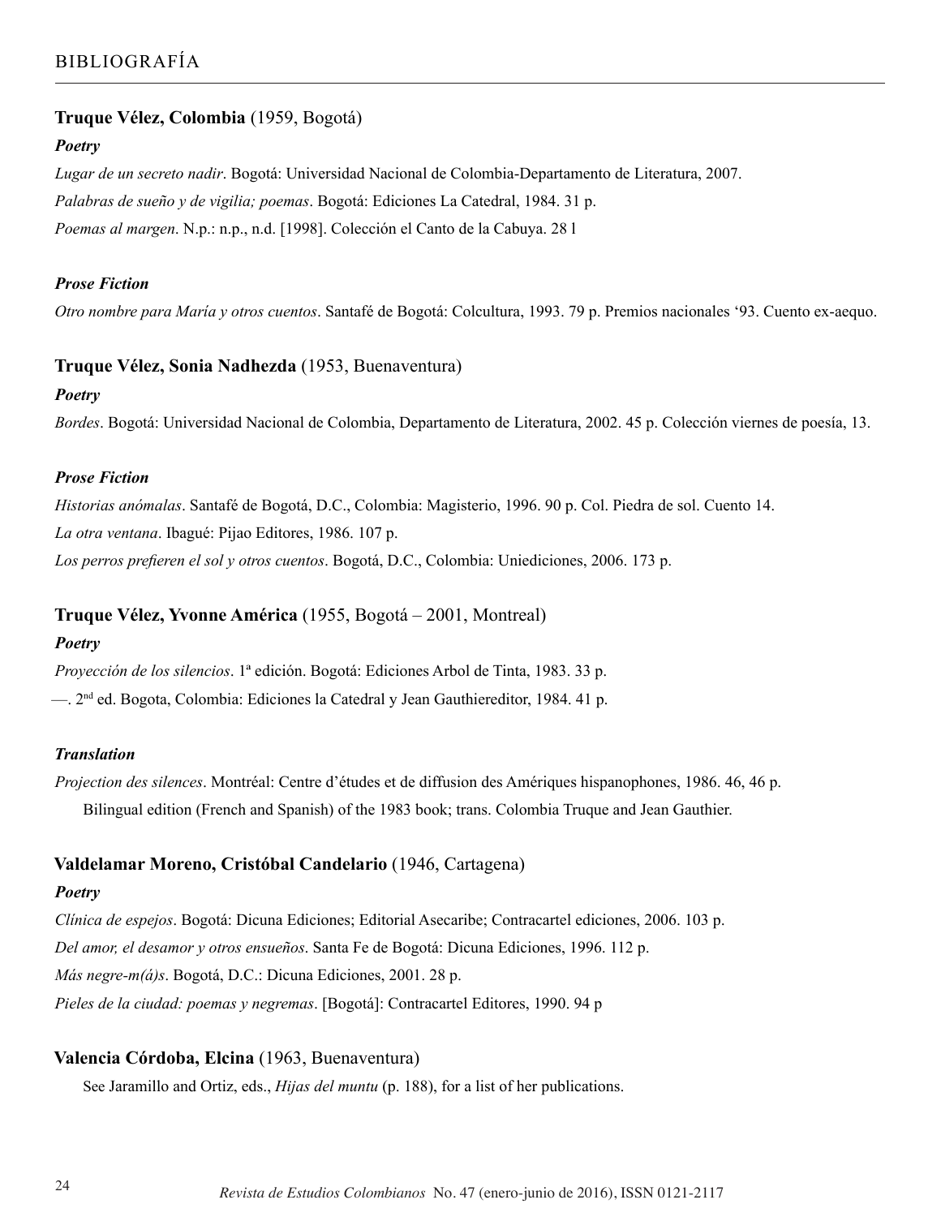**Truque Vélez, Colombia** (1959, Bogotá)

***Poetry***

*Lugar de un secreto nadir*. Bogotá: Universidad Nacional de Colombia-Departamento de Literatura, 2007.

*Palabras de sueño y de vigilia; poemas*. Bogotá: Ediciones La Catedral, 1984. 31 p.

*Poemas al margen*. N.p.: n.p., n.d. [1998]. Colección el Canto de la Cabuya. 28 l

***Prose Fiction***

*Otro nombre para María y otros cuentos*. Santafé de Bogotá: Colcultura, 1993. 79 p. Premios nacionales '93. Cuento ex-aequo.

**Truque Vélez, Sonia Nadhezda** (1953, Buenaventura)

***Poetry***

*Bordes*. Bogotá: Universidad Nacional de Colombia, Departamento de Literatura, 2002. 45 p. Colección viernes de poesía, 13.

***Prose Fiction***

*Historias anómalas*. Santafé de Bogotá, D.C., Colombia: Magisterio, 1996. 90 p. Col. Piedra de sol. Cuento 14.

*La otra ventana*. Ibagué: Pijao Editores, 1986. 107 p.

*Los perros prefieren el sol y otros cuentos*. Bogotá, D.C., Colombia: Uniediciones, 2006. 173 p.

**Truque Vélez, Yvonne América** (1955, Bogotá – 2001, Montreal)

***Poetry***

*Proyección de los silencios*. 1ª edición. Bogotá: Ediciones Arbol de Tinta, 1983. 33 p.

—. 2nd ed. Bogota, Colombia: Ediciones la Catedral y Jean Gauthiereditor, 1984. 41 p.

***Translation***

*Projection des silences*. Montréal: Centre d'études et de diffusion des Amériques hispanophones, 1986. 46, 46 p.
Bilingual edition (French and Spanish) of the 1983 book; trans. Colombia Truque and Jean Gauthier.

**Valdelamar Moreno, Cristóbal Candelario** (1946, Cartagena)

***Poetry***

*Clínica de espejos*. Bogotá: Dicuna Ediciones; Editorial Asecaribe; Contracartel ediciones, 2006. 103 p.

*Del amor, el desamor y otros ensueños*. Santa Fe de Bogotá: Dicuna Ediciones, 1996. 112 p.

*Más negre-m(á)s*. Bogotá, D.C.: Dicuna Ediciones, 2001. 28 p.

*Pieles de la ciudad: poemas y negremas*. [Bogotá]: Contracartel Editores, 1990. 94 p

**Valencia Córdoba, Elcina** (1963, Buenaventura)

See Jaramillo and Ortiz, eds., *Hijas del muntu* (p. 188), for a list of her publications.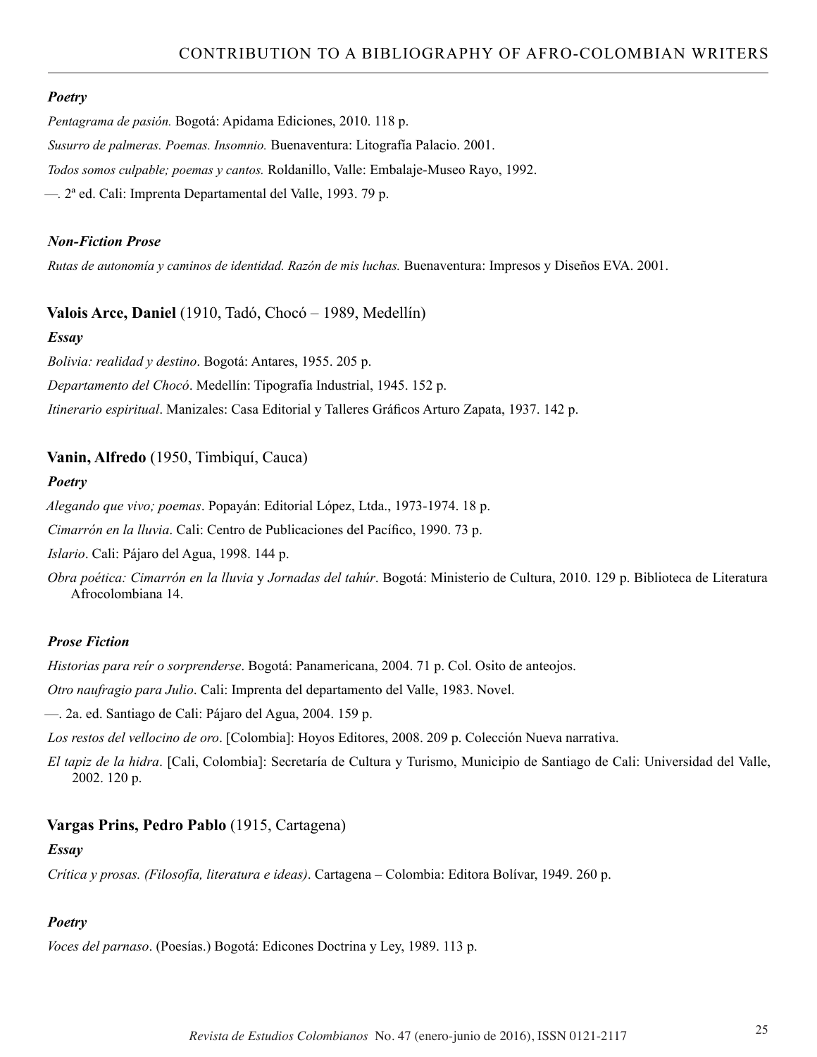***Poetry***

*Pentagrama de pasión.* Bogotá: Apidama Ediciones, 2010. 118 p.

*Susurro de palmeras. Poemas. Insomnio.* Buenaventura: Litografía Palacio. 2001.

*Todos somos culpable; poemas y cantos.* Roldanillo, Valle: Embalaje-Museo Rayo, 1992.

—. 2ª ed. Cali: Imprenta Departamental del Valle, 1993. 79 p.

***Non-Fiction Prose***

*Rutas de autonomía y caminos de identidad. Razón de mis luchas.* Buenaventura: Impresos y Diseños EVA. 2001.

**Valois Arce, Daniel** (1910, Tadó, Chocó – 1989, Medellín)

***Essay***

*Bolivia: realidad y destino*. Bogotá: Antares, 1955. 205 p.

*Departamento del Chocó*. Medellín: Tipografía Industrial, 1945. 152 p.

*Itinerario espiritual*. Manizales: Casa Editorial y Talleres Gráficos Arturo Zapata, 1937. 142 p.

**Vanin, Alfredo** (1950, Timbiquí, Cauca)

***Poetry***

*Alegando que vivo; poemas*. Popayán: Editorial López, Ltda., 1973-1974. 18 p.

*Cimarrón en la lluvia*. Cali: Centro de Publicaciones del Pacífico, 1990. 73 p.

*Islario*. Cali: Pájaro del Agua, 1998. 144 p.

*Obra poética: Cimarrón en la lluvia* y *Jornadas del tahúr*. Bogotá: Ministerio de Cultura, 2010. 129 p. Biblioteca de Literatura Afrocolombiana 14.

***Prose Fiction***

*Historias para reír o sorprenderse*. Bogotá: Panamericana, 2004. 71 p. Col. Osito de anteojos.

*Otro naufragio para Julio*. Cali: Imprenta del departamento del Valle, 1983. Novel.

—. 2a. ed. Santiago de Cali: Pájaro del Agua, 2004. 159 p.

*Los restos del vellocino de oro*. [Colombia]: Hoyos Editores, 2008. 209 p. Colección Nueva narrativa.

*El tapiz de la hidra*. [Cali, Colombia]: Secretaría de Cultura y Turismo, Municipio de Santiago de Cali: Universidad del Valle, 2002. 120 p.

**Vargas Prins, Pedro Pablo** (1915, Cartagena)

***Essay***

*Crítica y prosas. (Filosofía, literatura e ideas)*. Cartagena – Colombia: Editora Bolívar, 1949. 260 p.

***Poetry***

*Voces del parnaso*. (Poesías.) Bogotá: Edicones Doctrina y Ley, 1989. 113 p.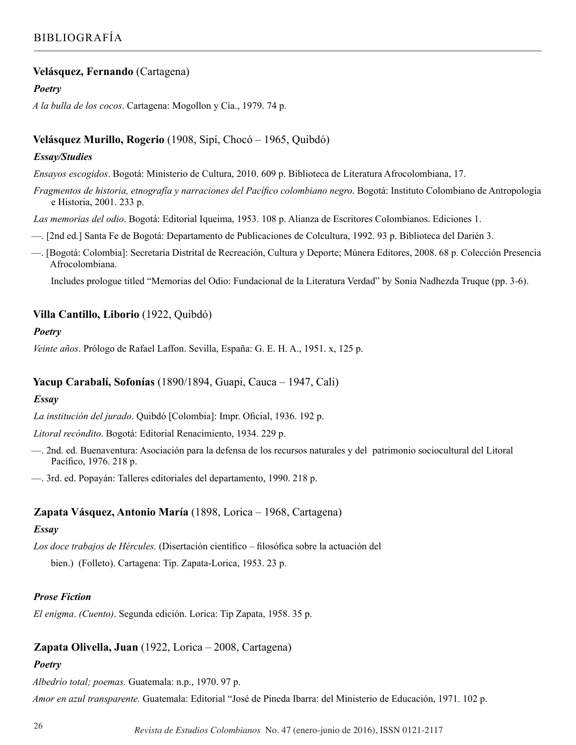**Velásquez, Fernando** (Cartagena)

***Poetry***

*A la bulla de los cocos*. Cartagena: Mogollon y Cía., 1979. 74 p.

**Velásquez Murillo, Rogerio** (1908, Sipí, Chocó – 1965, Quibdó)

***Essay/Studies***

*Ensayos escogidos*. Bogotá: Ministerio de Cultura, 2010. 609 p. Biblioteca de Literatura Afrocolombiana, 17.

*Fragmentos de historia, etnografía y narraciones del Pacífico colombiano negro*. Bogotá: Instituto Colombiano de Antropología e Historia, 2001. 233 p.

*Las memorias del odio*. Bogotá: Editorial Iqueima, 1953. 108 p. Alianza de Escritores Colombianos. Ediciones 1.

—. [2nd ed.] Santa Fe de Bogotá: Departamento de Publicaciones de Colcultura, 1992. 93 p. Biblioteca del Darién 3.

—. [Bogotá: Colombia]: Secretaría Distrital de Recreación, Cultura y Deporte; Múnera Editores, 2008. 68 p. Colección Presencia Afrocolombiana.

Includes prologue titled "Memorias del Odio: Fundacional de la Literatura Verdad" by Sonia Nadhezda Truque (pp. 3-6).

**Villa Cantillo, Liborio** (1922, Quibdó)

***Poetry***

*Veinte años*. Prólogo de Rafael Laffon. Sevilla, España: G. E. H. A., 1951. x, 125 p.

**Yacup Carabalí, Sofonías** (1890/1894, Guapi, Cauca – 1947, Cali)

***Essay***

*La institución del jurado*. Quibdó [Colombia]: Impr. Oficial, 1936. 192 p.

*Litoral recóndito*. Bogotá: Editorial Renacimiento, 1934. 229 p.

—. 2nd. ed. Buenaventura: Asociación para la defensa de los recursos naturales y del patrimonio sociocultural del Litoral Pacífico, 1976. 218 p.

—. 3rd. ed. Popayán: Talleres editoriales del departamento, 1990. 218 p.

**Zapata Vásquez, Antonio María** (1898, Lorica – 1968, Cartagena)

***Essay***

*Los doce trabajos de Hércules.* (Disertación científico – filosófica sobre la actuación del bien.) (Folleto). Cartagena: Tip. Zapata-Lorica, 1953. 23 p.

***Prose Fiction***

*El enigma*. *(Cuento)*. Segunda edición. Lorica: Tip Zapata, 1958. 35 p.

**Zapata Olivella, Juan** (1922, Lorica – 2008, Cartagena)

***Poetry***

*Albedrío total; poemas.* Guatemala: n.p., 1970. 97 p.

*Amor en azul transparente.* Guatemala: Editorial "José de Pineda Ibarra: del Ministerio de Educación, 1971. 102 p.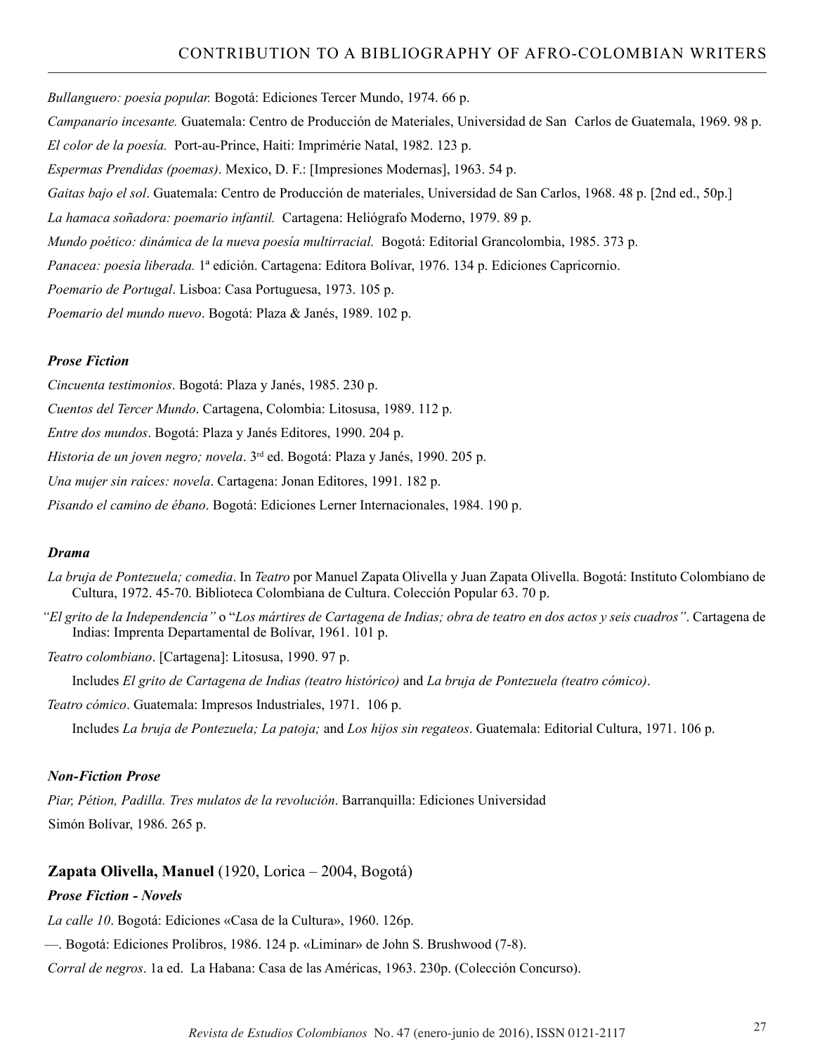*Bullanguero: poesía popular.* Bogotá: Ediciones Tercer Mundo, 1974. 66 p.

*Campanario incesante.* Guatemala: Centro de Producción de Materiales, Universidad de San Carlos de Guatemala, 1969. 98 p.

*El color de la poesía.* Port-au-Prince, Haiti: Imprimérie Natal, 1982. 123 p.

*Espermas Prendidas (poemas)*. Mexico, D. F.: [Impresiones Modernas], 1963. 54 p.

*Gaitas bajo el sol*. Guatemala: Centro de Producción de materiales, Universidad de San Carlos, 1968. 48 p. [2nd ed., 50p.]

*La hamaca soñadora: poemario infantil.* Cartagena: Heliógrafo Moderno, 1979. 89 p.

*Mundo poético: dinámica de la nueva poesía multirracial.* Bogotá: Editorial Grancolombia, 1985. 373 p.

*Panacea: poesía liberada.* 1ª edición. Cartagena: Editora Bolívar, 1976. 134 p. Ediciones Capricornio.

*Poemario de Portugal*. Lisboa: Casa Portuguesa, 1973. 105 p.

*Poemario del mundo nuevo*. Bogotá: Plaza & Janés, 1989. 102 p.

***Prose Fiction***

*Cincuenta testimonios*. Bogotá: Plaza y Janés, 1985. 230 p.

*Cuentos del Tercer Mundo*. Cartagena, Colombia: Litosusa, 1989. 112 p.

*Entre dos mundos*. Bogotá: Plaza y Janés Editores, 1990. 204 p.

*Historia de un joven negro; novela*. 3rd ed. Bogotá: Plaza y Janés, 1990. 205 p.

*Una mujer sin raíces: novela*. Cartagena: Jonan Editores, 1991. 182 p.

*Pisando el camino de ébano*. Bogotá: Ediciones Lerner Internacionales, 1984. 190 p.

***Drama***

*La bruja de Pontezuela; comedia*. In *Teatro* por Manuel Zapata Olivella y Juan Zapata Olivella. Bogotá: Instituto Colombiano de Cultura, 1972. 45-70. Biblioteca Colombiana de Cultura. Colección Popular 63. 70 p.

*"El grito de la Independencia"* o "*Los mártires de Cartagena de Indias; obra de teatro en dos actos y seis cuadros"*. Cartagena de Indias: Imprenta Departamental de Bolívar, 1961. 101 p.

*Teatro colombiano*. [Cartagena]: Litosusa, 1990. 97 p.

Includes *El grito de Cartagena de Indias (teatro histórico)* and *La bruja de Pontezuela (teatro cómico)*.

*Teatro cómico*. Guatemala: Impresos Industriales, 1971. 106 p.

Includes *La bruja de Pontezuela; La patoja;* and *Los hijos sin regateos*. Guatemala: Editorial Cultura, 1971. 106 p.

***Non-Fiction Prose***

*Piar, Pétion, Padilla. Tres mulatos de la revolución*. Barranquilla: Ediciones Universidad Simón Bolívar, 1986. 265 p.

**Zapata Olivella, Manuel** (1920, Lorica – 2004, Bogotá)

***Prose Fiction - Novels***

*La calle 10*. Bogotá: Ediciones «Casa de la Cultura», 1960. 126p.

—. Bogotá: Ediciones Prolibros, 1986. 124 p. «Liminar» de John S. Brushwood (7-8).

*Corral de negros*. 1a ed. La Habana: Casa de las Américas, 1963. 230p. (Colección Concurso).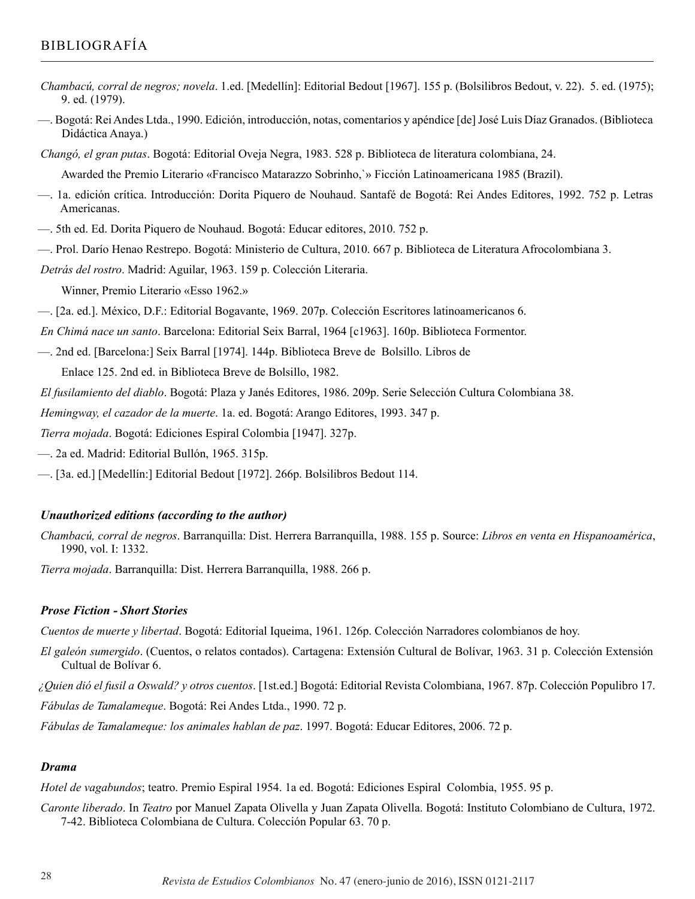*Chambacú, corral de negros; novela*. 1.ed. [Medellín]: Editorial Bedout [1967]. 155 p. (Bolsilibros Bedout, v. 22). 5. ed. (1975); 9. ed. (1979).

—. Bogotá: Rei Andes Ltda., 1990. Edición, introducción, notas, comentarios y apéndice [de] José Luis Díaz Granados. (Biblioteca Didáctica Anaya.)

*Changó, el gran putas*. Bogotá: Editorial Oveja Negra, 1983. 528 p. Biblioteca de literatura colombiana, 24.

Awarded the Premio Literario «Francisco Matarazzo Sobrinho,`» Ficción Latinoamericana 1985 (Brazil).

—. 1a. edición crítica. Introducción: Dorita Piquero de Nouhaud. Santafé de Bogotá: Rei Andes Editores, 1992. 752 p. Letras Americanas.

—. 5th ed. Ed. Dorita Piquero de Nouhaud. Bogotá: Educar editores, 2010. 752 p.

—. Prol. Darío Henao Restrepo. Bogotá: Ministerio de Cultura, 2010. 667 p. Biblioteca de Literatura Afrocolombiana 3.

*Detrás del rostro*. Madrid: Aguilar, 1963. 159 p. Colección Literaria.

Winner, Premio Literario «Esso 1962.»

—. [2a. ed.]. México, D.F.: Editorial Bogavante, 1969. 207p. Colección Escritores latinoamericanos 6.

*En Chimá nace un santo*. Barcelona: Editorial Seix Barral, 1964 [c1963]. 160p. Biblioteca Formentor.

—. 2nd ed. [Barcelona:] Seix Barral [1974]. 144p. Biblioteca Breve de Bolsillo. Libros de Enlace 125. 2nd ed. in Biblioteca Breve de Bolsillo, 1982.

*El fusilamiento del diablo*. Bogotá: Plaza y Janés Editores, 1986. 209p. Serie Selección Cultura Colombiana 38.

*Hemingway, el cazador de la muerte*. 1a. ed. Bogotá: Arango Editores, 1993. 347 p.

*Tierra mojada*. Bogotá: Ediciones Espiral Colombia [1947]. 327p.

—. 2a ed. Madrid: Editorial Bullón, 1965. 315p.

—. [3a. ed.] [Medellín:] Editorial Bedout [1972]. 266p. Bolsilibros Bedout 114.

#### ***Unauthorized editions (according to the author)***

*Chambacú, corral de negros*. Barranquilla: Dist. Herrera Barranquilla, 1988. 155 p. Source: *Libros en venta en Hispanoamérica*, 1990, vol. I: 1332.

*Tierra mojada*. Barranquilla: Dist. Herrera Barranquilla, 1988. 266 p.

#### ***Prose Fiction - Short Stories***

*Cuentos de muerte y libertad*. Bogotá: Editorial Iqueima, 1961. 126p. Colección Narradores colombianos de hoy.

*El galeón sumergido*. (Cuentos, o relatos contados). Cartagena: Extensión Cultural de Bolívar, 1963. 31 p. Colección Extensión Cultual de Bolívar 6.

*¿Quien dió el fusil a Oswald? y otros cuentos*. [1st.ed.] Bogotá: Editorial Revista Colombiana, 1967. 87p. Colección Populibro 17.

*Fábulas de Tamalameque*. Bogotá: Rei Andes Ltda., 1990. 72 p.

*Fábulas de Tamalameque: los animales hablan de paz*. 1997. Bogotá: Educar Editores, 2006. 72 p.

#### ***Drama***

*Hotel de vagabundos*; teatro. Premio Espiral 1954. 1a ed. Bogotá: Ediciones Espiral Colombia, 1955. 95 p.

*Caronte liberado*. In *Teatro* por Manuel Zapata Olivella y Juan Zapata Olivella. Bogotá: Instituto Colombiano de Cultura, 1972. 7-42. Biblioteca Colombiana de Cultura. Colección Popular 63. 70 p.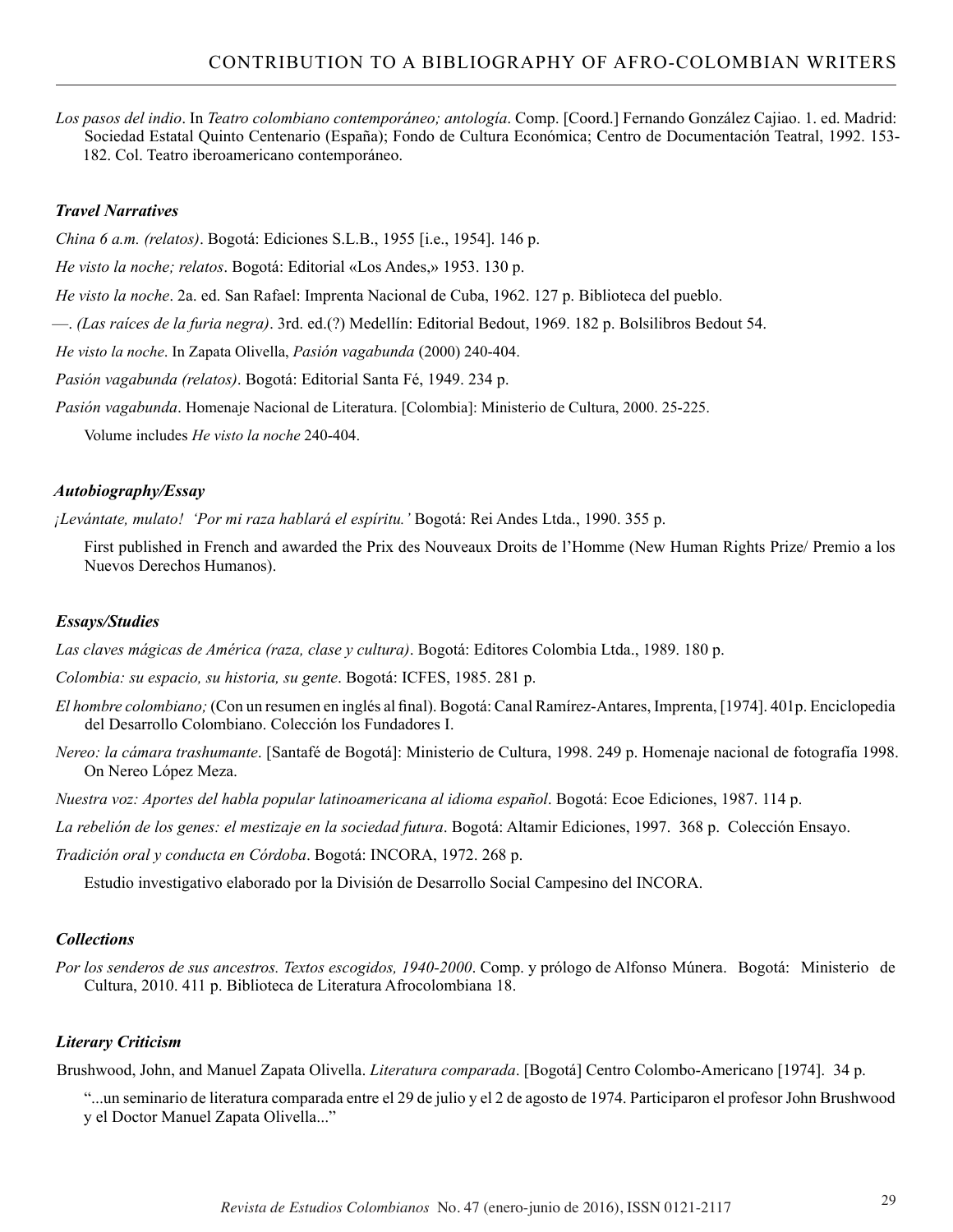*Los pasos del indio*. In *Teatro colombiano contemporáneo; antología*. Comp. [Coord.] Fernando González Cajiao. 1. ed. Madrid: Sociedad Estatal Quinto Centenario (España); Fondo de Cultura Económica; Centro de Documentación Teatral, 1992. 153-182. Col. Teatro iberoamericano contemporáneo.

### *Travel Narratives*

*China 6 a.m. (relatos)*. Bogotá: Ediciones S.L.B., 1955 [i.e., 1954]. 146 p.

*He visto la noche; relatos*. Bogotá: Editorial «Los Andes,» 1953. 130 p.

*He visto la noche*. 2a. ed. San Rafael: Imprenta Nacional de Cuba, 1962. 127 p. Biblioteca del pueblo.

—. *(Las raíces de la furia negra)*. 3rd. ed.(?) Medellín: Editorial Bedout, 1969. 182 p. Bolsilibros Bedout 54.

*He visto la noche*. In Zapata Olivella, *Pasión vagabunda* (2000) 240-404.

*Pasión vagabunda (relatos)*. Bogotá: Editorial Santa Fé, 1949. 234 p.

*Pasión vagabunda*. Homenaje Nacional de Literatura. [Colombia]: Ministerio de Cultura, 2000. 25-225.

Volume includes *He visto la noche* 240-404.

### *Autobiography/Essay*

*¡Levántate, mulato! 'Por mi raza hablará el espíritu.'* Bogotá: Rei Andes Ltda., 1990. 355 p.

First published in French and awarded the Prix des Nouveaux Droits de l'Homme (New Human Rights Prize/ Premio a los Nuevos Derechos Humanos).

### *Essays/Studies*

*Las claves mágicas de América (raza, clase y cultura)*. Bogotá: Editores Colombia Ltda., 1989. 180 p.

*Colombia: su espacio, su historia, su gente*. Bogotá: ICFES, 1985. 281 p.

*El hombre colombiano;* (Con un resumen en inglés al final). Bogotá: Canal Ramírez-Antares, Imprenta, [1974]. 401p. Enciclopedia del Desarrollo Colombiano. Colección los Fundadores I.

*Nereo: la cámara trashumante*. [Santafé de Bogotá]: Ministerio de Cultura, 1998. 249 p. Homenaje nacional de fotografía 1998. On Nereo López Meza.

*Nuestra voz: Aportes del habla popular latinoamericana al idioma español*. Bogotá: Ecoe Ediciones, 1987. 114 p.

*La rebelión de los genes: el mestizaje en la sociedad futura*. Bogotá: Altamir Ediciones, 1997. 368 p. Colección Ensayo.

*Tradición oral y conducta en Córdoba*. Bogotá: INCORA, 1972. 268 p.

Estudio investigativo elaborado por la División de Desarrollo Social Campesino del INCORA.

### *Collections*

*Por los senderos de sus ancestros. Textos escogidos, 1940-2000*. Comp. y prólogo de Alfonso Múnera. Bogotá: Ministerio de Cultura, 2010. 411 p. Biblioteca de Literatura Afrocolombiana 18.

### *Literary Criticism*

Brushwood, John, and Manuel Zapata Olivella. *Literatura comparada*. [Bogotá] Centro Colombo-Americano [1974]. 34 p.

"...un seminario de literatura comparada entre el 29 de julio y el 2 de agosto de 1974. Participaron el profesor John Brushwood y el Doctor Manuel Zapata Olivella..."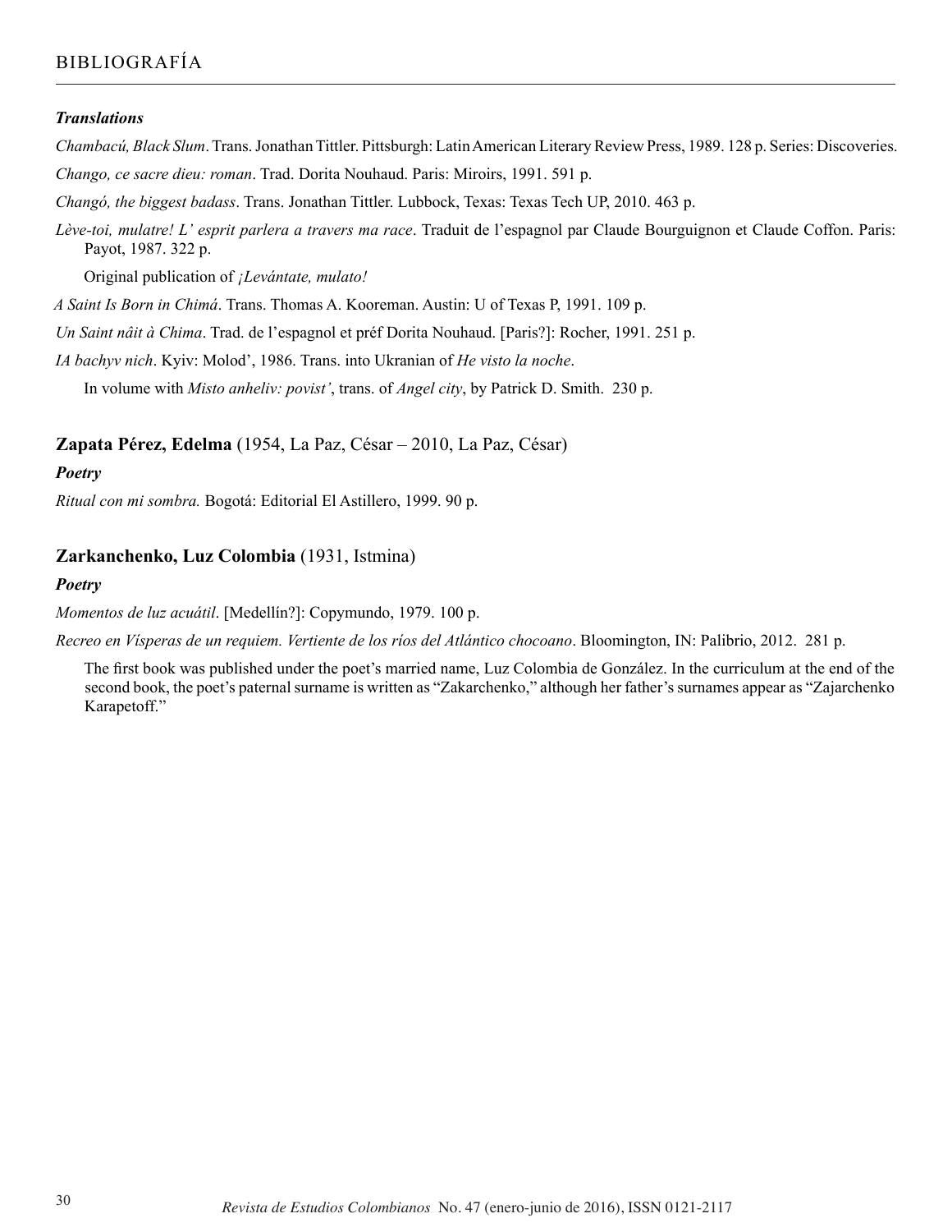### *Translations*

*Chambacú, Black Slum*. Trans. Jonathan Tittler. Pittsburgh: Latin American Literary Review Press, 1989. 128 p. Series: Discoveries.

*Chango, ce sacre dieu: roman*. Trad. Dorita Nouhaud. Paris: Miroirs, 1991. 591 p.

*Changó, the biggest badass*. Trans. Jonathan Tittler. Lubbock, Texas: Texas Tech UP, 2010. 463 p.

*Lève-toi, mulatre! L' esprit parlera a travers ma race*. Traduit de l'espagnol par Claude Bourguignon et Claude Coffon. Paris: Payot, 1987. 322 p.

Original publication of *¡Levántate, mulato!*

*A Saint Is Born in Chimá*. Trans. Thomas A. Kooreman. Austin: U of Texas P, 1991. 109 p.

*Un Saint nâit à Chima*. Trad. de l'espagnol et préf Dorita Nouhaud. [Paris?]: Rocher, 1991. 251 p.

*IA bachyv nich*. Kyiv: Molod', 1986. Trans. into Ukranian of *He visto la noche*.

In volume with *Misto anheliv: povist'*, trans. of *Angel city*, by Patrick D. Smith. 230 p.

## **Zapata Pérez, Edelma** (1954, La Paz, César – 2010, La Paz, César)

### *Poetry*

*Ritual con mi sombra.* Bogotá: Editorial El Astillero, 1999. 90 p.

## **Zarkanchenko, Luz Colombia** (1931, Istmina)

### *Poetry*

*Momentos de luz acuátil*. [Medellín?]: Copymundo, 1979. 100 p.

*Recreo en Vísperas de un requiem. Vertiente de los ríos del Atlántico chocoano*. Bloomington, IN: Palibrio, 2012. 281 p.

The first book was published under the poet's married name, Luz Colombia de González. In the curriculum at the end of the second book, the poet's paternal surname is written as "Zakarchenko," although her father's surnames appear as "Zajarchenko Karapetoff."